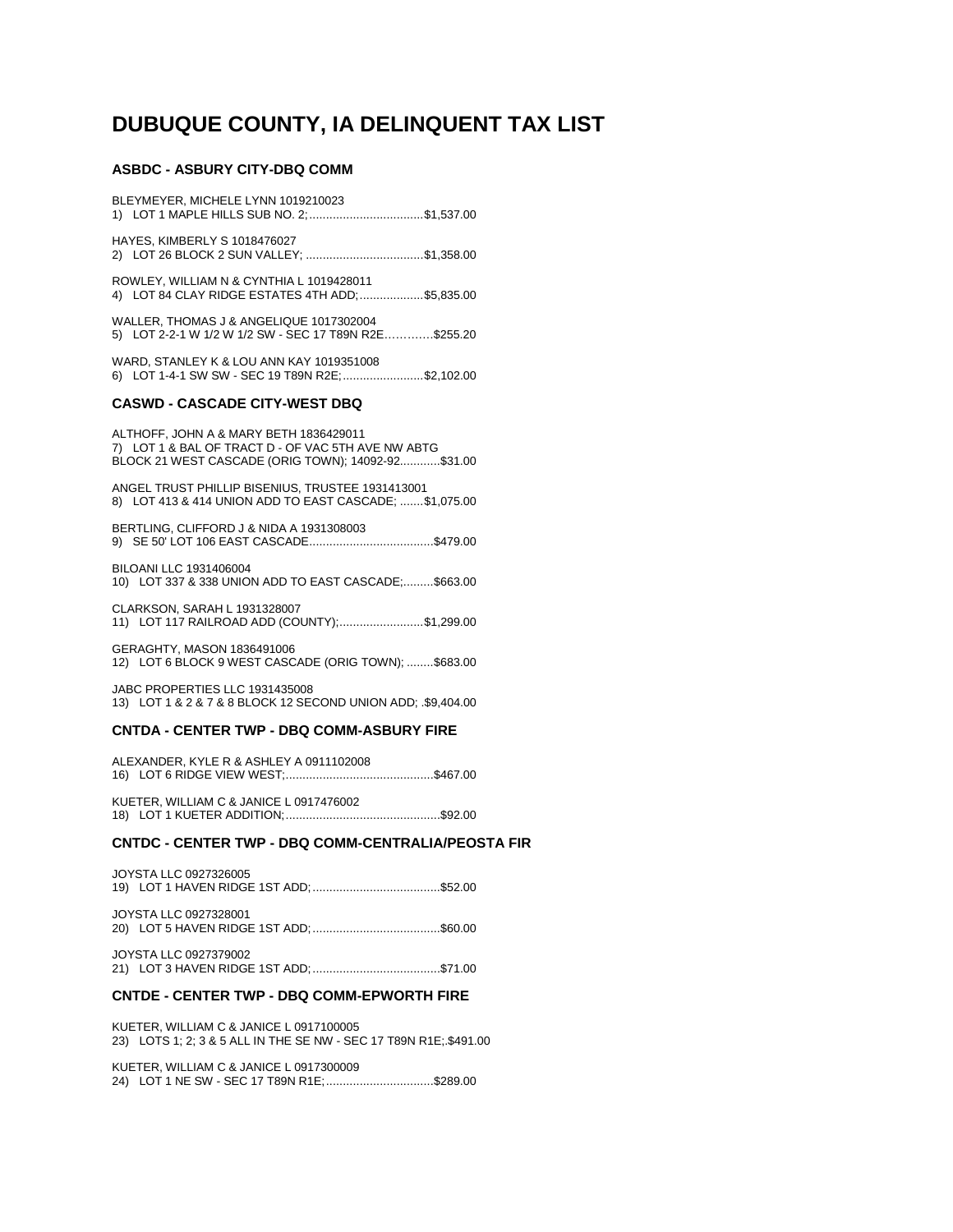# DUBUQUE COUNTY, IA DELINQUENT TAX LIST

### ASBDC - ASBURY CITY-DBQ COMM

BLEYMEYER, MICHELE LYNN 1019210023
1) LOT 1 MAPLE HILLS SUB NO. 2;..................................$1,537.00

HAYES, KIMBERLY S 1018476027
2) LOT 26 BLOCK 2 SUN VALLEY; ...................................$1,358.00

ROWLEY, WILLIAM N & CYNTHIA L 1019428011
4) LOT 84 CLAY RIDGE ESTATES 4TH ADD;...................$5,835.00

WALLER, THOMAS J & ANGELIQUE 1017302004
5) LOT 2-2-1 W 1/2 W 1/2 SW - SEC 17 T89N R2E…………$255.20

WARD, STANLEY K & LOU ANN KAY 1019351008
6) LOT 1-4-1 SW SW - SEC 19 T89N R2E;........................$2,102.00

### CASWD - CASCADE CITY-WEST DBQ

ALTHOFF, JOHN A & MARY BETH 1836429011
7) LOT 1 & BAL OF TRACT D - OF VAC 5TH AVE NW ABTG BLOCK 21 WEST CASCADE (ORIG TOWN); 14092-92............$31.00

ANGEL TRUST PHILLIP BISENIUS, TRUSTEE 1931413001
8) LOT 413 & 414 UNION ADD TO EAST CASCADE; .......$1,075.00

BERTLING, CLIFFORD J & NIDA A 1931308003
9) SE 50' LOT 106 EAST CASCADE.....................................$479.00

BILOANI LLC 1931406004
10) LOT 337 & 338 UNION ADD TO EAST CASCADE;.........$663.00

CLARKSON, SARAH L 1931328007
11) LOT 117 RAILROAD ADD (COUNTY);.........................$1,299.00

GERAGHTY, MASON 1836491006
12) LOT 6 BLOCK 9 WEST CASCADE (ORIG TOWN); ........$683.00

JABC PROPERTIES LLC 1931435008
13) LOT 1 & 2 & 7 & 8 BLOCK 12 SECOND UNION ADD; .$9,404.00

### CNTDA - CENTER TWP - DBQ COMM-ASBURY FIRE

ALEXANDER, KYLE R & ASHLEY A 0911102008
16) LOT 6 RIDGE VIEW WEST;............................................$467.00

KUETER, WILLIAM C & JANICE L 0917476002
18) LOT 1 KUETER ADDITION;.............................................$92.00

### CNTDC - CENTER TWP - DBQ COMM-CENTRALIA/PEOSTA FIR

JOYSTA LLC 0927326005
19) LOT 1 HAVEN RIDGE 1ST ADD;......................................$52.00

JOYSTA LLC 0927328001
20) LOT 5 HAVEN RIDGE 1ST ADD;......................................$60.00

JOYSTA LLC 0927379002
21) LOT 3 HAVEN RIDGE 1ST ADD;......................................$71.00

### CNTDE - CENTER TWP - DBQ COMM-EPWORTH FIRE

KUETER, WILLIAM C & JANICE L 0917100005
23) LOTS 1; 2; 3 & 5 ALL IN THE SE NW - SEC 17 T89N R1E;.$491.00

KUETER, WILLIAM C & JANICE L 0917300009
24) LOT 1 NE SW - SEC 17 T89N R1E;................................$289.00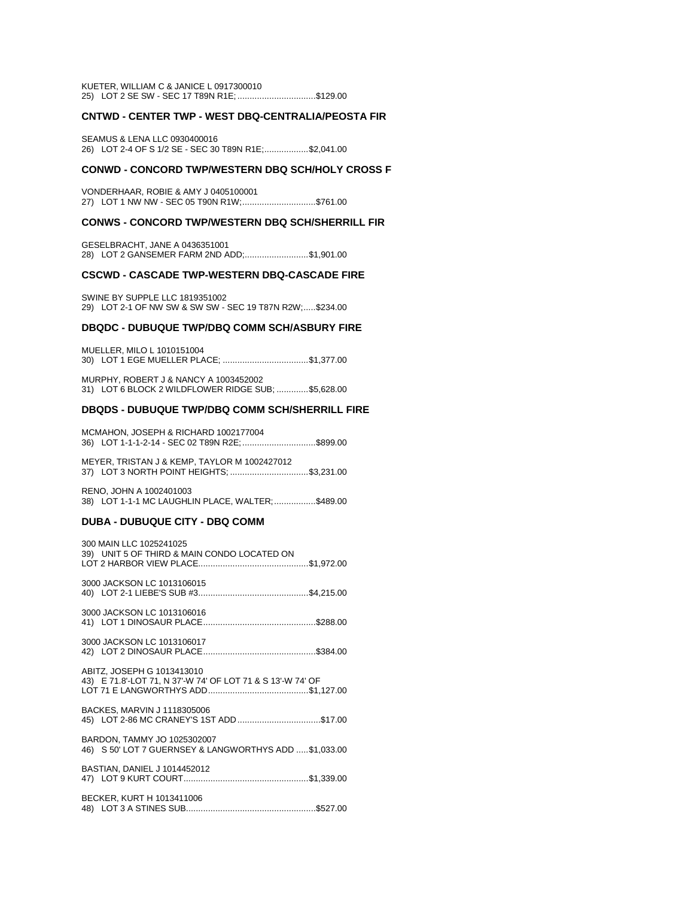KUETER, WILLIAM C & JANICE L 0917300010
25) LOT 2 SE SW - SEC 17 T89N R1E;...............................$129.00

### CNTWD - CENTER TWP - WEST DBQ-CENTRALIA/PEOSTA FIR

SEAMUS & LENA LLC 0930400016
26) LOT 2-4 OF S 1/2 SE - SEC 30 T89N R1E;..................$2,041.00

### CONWD - CONCORD TWP/WESTERN DBQ SCH/HOLY CROSS F

VONDERHAAR, ROBIE & AMY J 0405100001
27) LOT 1 NW NW - SEC 05 T90N R1W;..............................$761.00

### CONWS - CONCORD TWP/WESTERN DBQ SCH/SHERRILL FIR

GESELBRACHT, JANE A 0436351001
28) LOT 2 GANSEMER FARM 2ND ADD;..........................$1,901.00

### CSCWD - CASCADE TWP-WESTERN DBQ-CASCADE FIRE

SWINE BY SUPPLE LLC 1819351002
29) LOT 2-1 OF NW SW & SW SW - SEC 19 T87N R2W;.....$234.00

### DBQDC - DUBUQUE TWP/DBQ COMM SCH/ASBURY FIRE

MUELLER, MILO L 1010151004
30) LOT 1 EGE MUELLER PLACE; ..................................$1,377.00

MURPHY, ROBERT J & NANCY A 1003452002
31) LOT 6 BLOCK 2 WILDFLOWER RIDGE SUB; .............$5,628.00

### DBQDS - DUBUQUE TWP/DBQ COMM SCH/SHERRILL FIRE

MCMAHON, JOSEPH & RICHARD 1002177004
36) LOT 1-1-1-2-14 - SEC 02 T89N R2E;..............................$899.00

MEYER, TRISTAN J & KEMP, TAYLOR M 1002427012
37) LOT 3 NORTH POINT HEIGHTS; ................................$3,231.00

RENO, JOHN A 1002401003
38) LOT 1-1-1 MC LAUGHLIN PLACE, WALTER;.................$489.00

### DUBA - DUBUQUE CITY - DBQ COMM

300 MAIN LLC 1025241025
39) UNIT 5 OF THIRD & MAIN CONDO LOCATED ON
LOT 2 HARBOR VIEW PLACE............................................$1,972.00

3000 JACKSON LC 1013106015
40) LOT 2-1 LIEBE'S SUB #3............................................$4,215.00

3000 JACKSON LC 1013106016
41) LOT 1 DINOSAUR PLACE.............................................$288.00

3000 JACKSON LC 1013106017
42) LOT 2 DINOSAUR PLACE.............................................$384.00

ABITZ, JOSEPH G 1013413010
43) E 71.8'-LOT 71, N 37'-W 74' OF LOT 71 & S 13'-W 74' OF
LOT 71 E LANGWORTHYS ADD.........................................$1,127.00

BACKES, MARVIN J 1118305006
45) LOT 2-86 MC CRANEY'S 1ST ADD.................................$17.00

BARDON, TAMMY JO 1025302007
46) S 50' LOT 7 GUERNSEY & LANGWORTHYS ADD .....$1,033.00

BASTIAN, DANIEL J 1014452012
47) LOT 9 KURT COURT..................................................$1,339.00

BECKER, KURT H 1013411006
48) LOT 3 A STINES SUB....................................................$527.00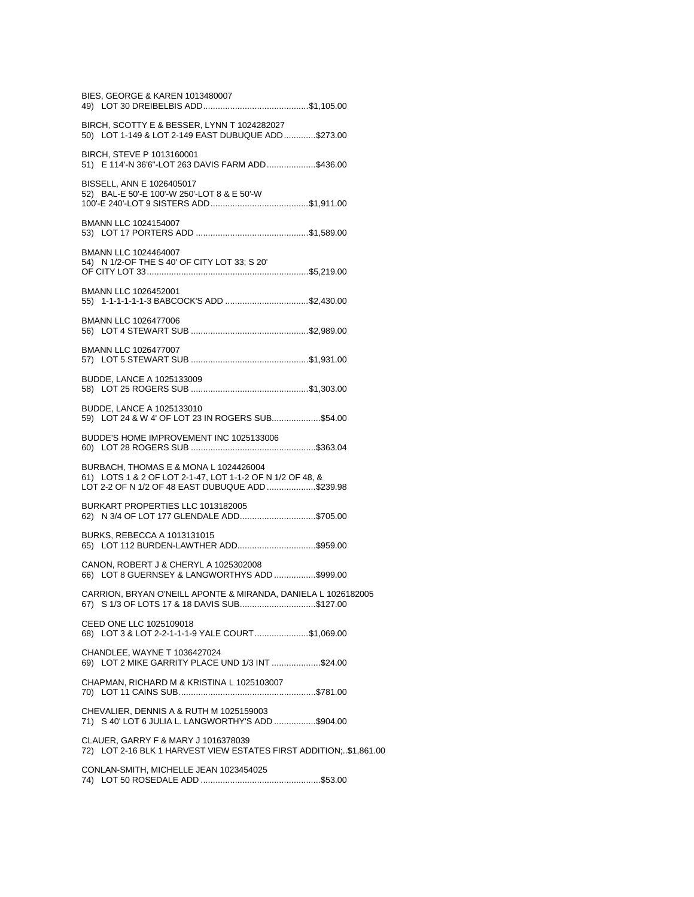BIES, GEORGE & KAREN 1013480007
49) LOT 30 DREIBELBIS ADD..........................................$1,105.00

BIRCH, SCOTTY E & BESSER, LYNN T 1024282027
50) LOT 1-149 & LOT 2-149 EAST DUBUQUE ADD.............$273.00

BIRCH, STEVE P 1013160001
51) E 114'-N 36'6"-LOT 263 DAVIS FARM ADD....................$436.00

BISSELL, ANN E 1026405017
52) BAL-E 50'-E 100'-W 250'-LOT 8 & E 50'-W
100'-E 240'-LOT 9 SISTERS ADD........................................$1,911.00

BMANN LLC 1024154007
53) LOT 17 PORTERS ADD .............................................$1,589.00

BMANN LLC 1024464007
54) N 1/2-OF THE S 40' OF CITY LOT 33; S 20'
OF CITY LOT 33.................................................................$5,219.00

BMANN LLC 1026452001
55) 1-1-1-1-1-1-3 BABCOCK'S ADD ..................................$2,430.00

BMANN LLC 1026477006
56) LOT 4 STEWART SUB ................................................$2,989.00

BMANN LLC 1026477007
57) LOT 5 STEWART SUB ................................................$1,931.00

BUDDE, LANCE A 1025133009
58) LOT 25 ROGERS SUB ................................................$1,303.00

BUDDE, LANCE A 1025133010
59) LOT 24 & W 4' OF LOT 23 IN ROGERS SUB....................$54.00

BUDDE'S HOME IMPROVEMENT INC 1025133006
60) LOT 28 ROGERS SUB ..................................................$363.04

BURBACH, THOMAS E & MONA L 1024426004
61) LOTS 1 & 2 OF LOT 2-1-47, LOT 1-1-2 OF N 1/2 OF 48, &
LOT 2-2 OF N 1/2 OF 48 EAST DUBUQUE ADD....................$239.98

BURKART PROPERTIES LLC 1013182005
62) N 3/4 OF LOT 177 GLENDALE ADD...............................$705.00

BURKS, REBECCA A 1013131015
65) LOT 112 BURDEN-LAWTHER ADD................................$959.00

CANON, ROBERT J & CHERYL A 1025302008
66) LOT 8 GUERNSEY & LANGWORTHYS ADD .................$999.00

CARRION, BRYAN O'NEILL APONTE & MIRANDA, DANIELA L 1026182005
67) S 1/3 OF LOTS 17 & 18 DAVIS SUB...............................$127.00

CEED ONE LLC 1025109018
68) LOT 3 & LOT 2-2-1-1-1-9 YALE COURT......................$1,069.00

CHANDLEE, WAYNE T 1036427024
69) LOT 2 MIKE GARRITY PLACE UND 1/3 INT ....................$24.00

CHAPMAN, RICHARD M & KRISTINA L 1025103007
70) LOT 11 CAINS SUB.......................................................$781.00

CHEVALIER, DENNIS A & RUTH M 1025159003
71) S 40' LOT 6 JULIA L. LANGWORTHY'S ADD .................$904.00

CLAUER, GARRY F & MARY J 1016378039
72) LOT 2-16 BLK 1 HARVEST VIEW ESTATES FIRST ADDITION;..$1,861.00

CONLAN-SMITH, MICHELLE JEAN 1023454025
74) LOT 50 ROSEDALE ADD ................................................$53.00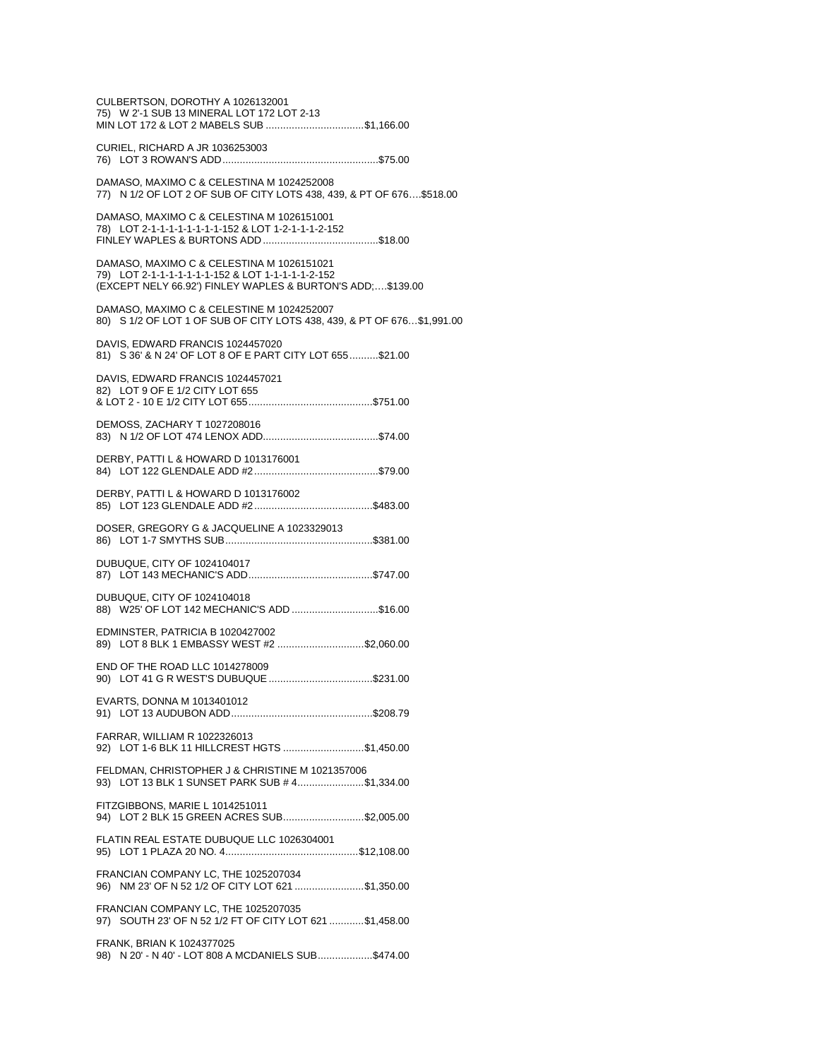CULBERTSON, DOROTHY A 1026132001
75) W 2'-1 SUB 13 MINERAL LOT 172 LOT 2-13
MIN LOT 172 & LOT 2 MABELS SUB ..................................$1,166.00

CURIEL, RICHARD A JR 1036253003
76) LOT 3 ROWAN'S ADD......................................................$75.00

DAMASO, MAXIMO C & CELESTINA M 1024252008
77) N 1/2 OF LOT 2 OF SUB OF CITY LOTS 438, 439, & PT OF 676….$518.00

DAMASO, MAXIMO C & CELESTINA M 1026151001
78) LOT 2-1-1-1-1-1-1-1-1-152 & LOT 1-2-1-1-1-2-152
FINLEY WAPLES & BURTONS ADD ........................................$18.00

DAMASO, MAXIMO C & CELESTINA M 1026151021
79) LOT 2-1-1-1-1-1-1-1-1-152 & LOT 1-1-1-1-1-2-152
(EXCEPT NELY 66.92') FINLEY WAPLES & BURTON'S ADD;….$139.00

DAMASO, MAXIMO C & CELESTINE M 1024252007
80) S 1/2 OF LOT 1 OF SUB OF CITY LOTS 438, 439, & PT OF 676…$1,991.00

DAVIS, EDWARD FRANCIS 1024457020
81) S 36' & N 24' OF LOT 8 OF E PART CITY LOT 655..........$21.00

DAVIS, EDWARD FRANCIS 1024457021
82) LOT 9 OF E 1/2 CITY LOT 655
& LOT 2 - 10 E 1/2 CITY LOT 655...........................................$751.00

DEMOSS, ZACHARY T 1027208016
83) N 1/2 OF LOT 474 LENOX ADD........................................$74.00

DERBY, PATTI L & HOWARD D 1013176001
84) LOT 122 GLENDALE ADD #2...........................................$79.00

DERBY, PATTI L & HOWARD D 1013176002
85) LOT 123 GLENDALE ADD #2.........................................$483.00

DOSER, GREGORY G & JACQUELINE A 1023329013
86) LOT 1-7 SMYTHS SUB...................................................$381.00

DUBUQUE, CITY OF 1024104017
87) LOT 143 MECHANIC'S ADD...........................................$747.00

DUBUQUE, CITY OF 1024104018
88) W25' OF LOT 142 MECHANIC'S ADD ..............................$16.00

EDMINSTER, PATRICIA B 1020427002
89) LOT 8 BLK 1 EMBASSY WEST #2 ..............................$2,060.00

END OF THE ROAD LLC 1014278009
90) LOT 41 G R WEST'S DUBUQUE ....................................$231.00

EVARTS, DONNA M 1013401012
91) LOT 13 AUDUBON ADD.................................................$208.79

FARRAR, WILLIAM R 1022326013
92) LOT 1-6 BLK 11 HILLCREST HGTS ............................$1,450.00

FELDMAN, CHRISTOPHER J & CHRISTINE M 1021357006
93) LOT 13 BLK 1 SUNSET PARK SUB # 4.......................$1,334.00

FITZGIBBONS, MARIE L 1014251011
94) LOT 2 BLK 15 GREEN ACRES SUB............................$2,005.00

FLATIN REAL ESTATE DUBUQUE LLC 1026304001
95) LOT 1 PLAZA 20 NO. 4..............................................$12,108.00

FRANCIAN COMPANY LC, THE 1025207034
96) NM 23' OF N 52 1/2 OF CITY LOT 621 ........................$1,350.00

FRANCIAN COMPANY LC, THE 1025207035
97) SOUTH 23' OF N 52 1/2 FT OF CITY LOT 621 ............$1,458.00

FRANK, BRIAN K 1024377025
98) N 20' - N 40' - LOT 808 A MCDANIELS SUB...................$474.00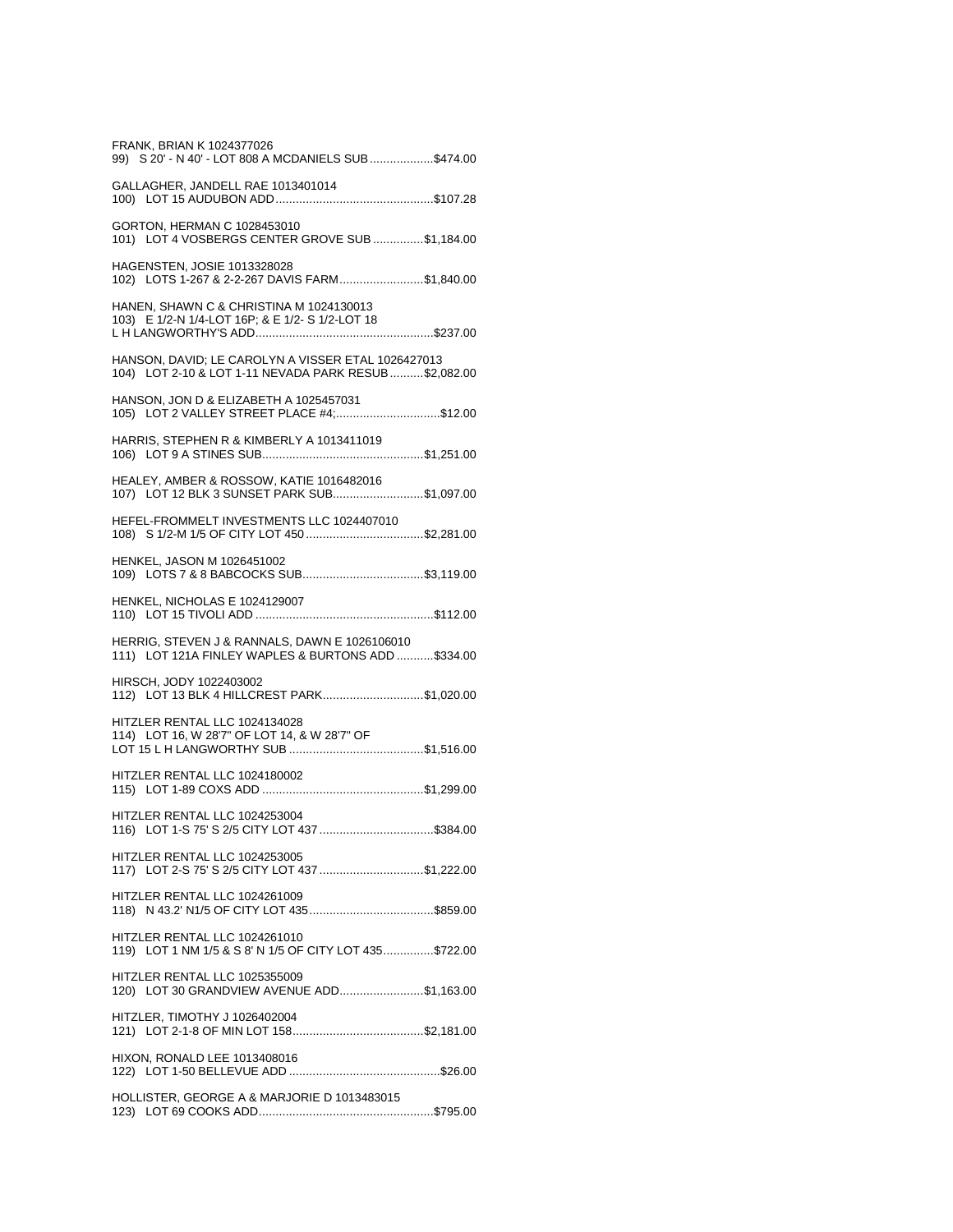FRANK, BRIAN K 1024377026
99) S 20' - N 40' - LOT 808 A MCDANIELS SUB...................$474.00

GALLAGHER, JANDELL RAE 1013401014
100) LOT 15 AUDUBON ADD...............................................$107.28

GORTON, HERMAN C 1028453010
101) LOT 4 VOSBERGS CENTER GROVE SUB...............$1,184.00

HAGENSTEN, JOSIE 1013328028
102) LOTS 1-267 & 2-2-267 DAVIS FARM.........................$1,840.00

HANEN, SHAWN C & CHRISTINA M 1024130013
103) E 1/2-N 1/4-LOT 16P; & E 1/2- S 1/2-LOT 18
L H LANGWORTHY'S ADD....................................................$237.00

HANSON, DAVID; LE CAROLYN A VISSER ETAL 1026427013
104) LOT 2-10 & LOT 1-11 NEVADA PARK RESUB..........$2,082.00

HANSON, JON D & ELIZABETH A 1025457031
105) LOT 2 VALLEY STREET PLACE #4;...............................$12.00

HARRIS, STEPHEN R & KIMBERLY A 1013411019
106) LOT 9 A STINES SUB................................................$1,251.00

HEALEY, AMBER & ROSSOW, KATIE 1016482016
107) LOT 12 BLK 3 SUNSET PARK SUB..........................$1,097.00

HEFEL-FROMMELT INVESTMENTS LLC 1024407010
108) S 1/2-M 1/5 OF CITY LOT 450...................................$2,281.00

HENKEL, JASON M 1026451002
109) LOTS 7 & 8 BABCOCKS SUB....................................$3,119.00

HENKEL, NICHOLAS E 1024129007
110) LOT 15 TIVOLI ADD.....................................................$112.00

HERRIG, STEVEN J & RANNALS, DAWN E 1026106010
111) LOT 121A FINLEY WAPLES & BURTONS ADD...........$334.00

HIRSCH, JODY 1022403002
112) LOT 13 BLK 4 HILLCREST PARK..............................$1,020.00

HITZLER RENTAL LLC 1024134028
114) LOT 16, W 28'7" OF LOT 14, & W 28'7" OF
LOT 15 L H LANGWORTHY SUB........................................$1,516.00

HITZLER RENTAL LLC 1024180002
115) LOT 1-89 COXS ADD................................................$1,299.00

HITZLER RENTAL LLC 1024253004
116) LOT 1-S 75' S 2/5 CITY LOT 437..................................$384.00

HITZLER RENTAL LLC 1024253005
117) LOT 2-S 75' S 2/5 CITY LOT 437...............................$1,222.00

HITZLER RENTAL LLC 1024261009
118) N 43.2' N1/5 OF CITY LOT 435.....................................$859.00

HITZLER RENTAL LLC 1024261010
119) LOT 1 NM 1/5 & S 8' N 1/5 OF CITY LOT 435...............$722.00

HITZLER RENTAL LLC 1025355009
120) LOT 30 GRANDVIEW AVENUE ADD.........................$1,163.00

HITZLER, TIMOTHY J 1026402004
121) LOT 2-1-8 OF MIN LOT 158.......................................$2,181.00

HIXON, RONALD LEE 1013408016
122) LOT 1-50 BELLEVUE ADD.............................................$26.00

HOLLISTER, GEORGE A & MARJORIE D 1013483015
123) LOT 69 COOKS ADD...................................................$795.00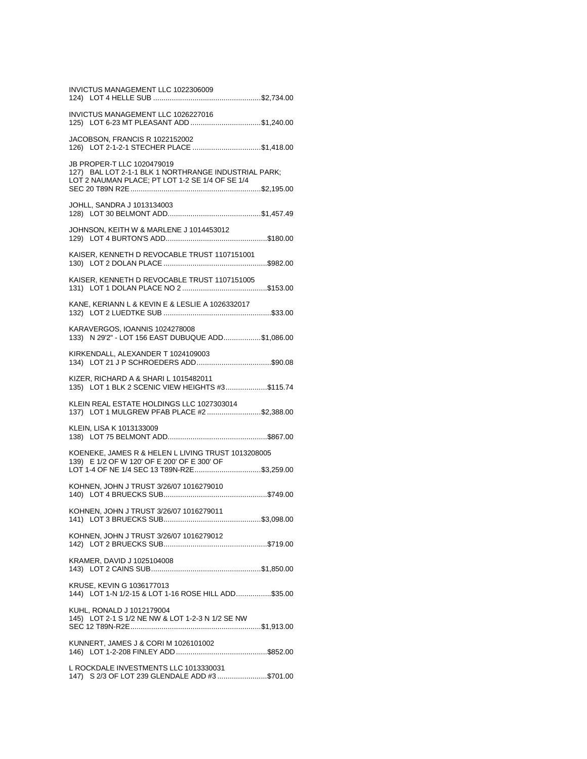INVICTUS MANAGEMENT LLC 1022306009
124) LOT 4 HELLE SUB ....................................................$2,734.00

INVICTUS MANAGEMENT LLC 1026227016
125) LOT 6-23 MT PLEASANT ADD ..................................$1,240.00

JACOBSON, FRANCIS R 1022152002
126) LOT 2-1-2-1 STECHER PLACE .................................$1,418.00

JB PROPER-T LLC 1020479019
127) BAL LOT 2-1-1 BLK 1 NORTHRANGE INDUSTRIAL PARK; LOT 2 NAUMAN PLACE; PT LOT 1-2 SE 1/4 OF SE 1/4 SEC 20 T89N R2E...............................................................$2,195.00

JOHLL, SANDRA J 1013134003
128) LOT 30 BELMONT ADD.............................................$1,457.49

JOHNSON, KEITH W & MARLENE J 1014453012
129) LOT 4 BURTON'S ADD.................................................$180.00

KAISER, KENNETH D REVOCABLE TRUST 1107151001
130) LOT 2 DOLAN PLACE ..................................................$982.00

KAISER, KENNETH D REVOCABLE TRUST 1107151005
131) LOT 1 DOLAN PLACE NO 2 .........................................$153.00

KANE, KERIANN L & KEVIN E & LESLIE A 1026332017
132) LOT 2 LUEDTKE SUB ....................................................$33.00

KARAVERGOS, IOANNIS 1024278008
133) N 29'2" - LOT 156 EAST DUBUQUE ADD..................$1,086.00

KIRKENDALL, ALEXANDER T 1024109003
134) LOT 21 J P SCHROEDERS ADD....................................$90.08

KIZER, RICHARD A & SHARI L 1015482011
135) LOT 1 BLK 2 SCENIC VIEW HEIGHTS #3....................$115.74

KLEIN REAL ESTATE HOLDINGS LLC 1027303014
137) LOT 1 MULGREW PFAB PLACE #2 ..........................$2,388.00

KLEIN, LISA K 1013133009
138) LOT 75 BELMONT ADD................................................$867.00

KOENEKE, JAMES R & HELEN L LIVING TRUST 1013208005
139) E 1/2 OF W 120' OF E 200' OF E 300' OF LOT 1-4 OF NE 1/4 SEC 13 T89N-R2E................................$3,259.00

KOHNEN, JOHN J TRUST 3/26/07 1016279010
140) LOT 4 BRUECKS SUB..................................................$749.00

KOHNEN, JOHN J TRUST 3/26/07 1016279011
141) LOT 3 BRUECKS SUB...............................................$3,098.00

KOHNEN, JOHN J TRUST 3/26/07 1016279012
142) LOT 2 BRUECKS SUB..................................................$719.00

KRAMER, DAVID J 1025104008
143) LOT 2 CAINS SUB.....................................................$1,850.00

KRUSE, KEVIN G 1036177013
144) LOT 1-N 1/2-15 & LOT 1-16 ROSE HILL ADD.................$35.00

KUHL, RONALD J 1012179004
145) LOT 2-1 S 1/2 NE NW & LOT 1-2-3 N 1/2 SE NW SEC 12 T89N-R2E...............................................................$1,913.00

KUNNERT, JAMES J & CORI M 1026101002
146) LOT 1-2-208 FINLEY ADD ............................................$852.00

L ROCKDALE INVESTMENTS LLC 1013330031
147) S 2/3 OF LOT 239 GLENDALE ADD #3 ........................$701.00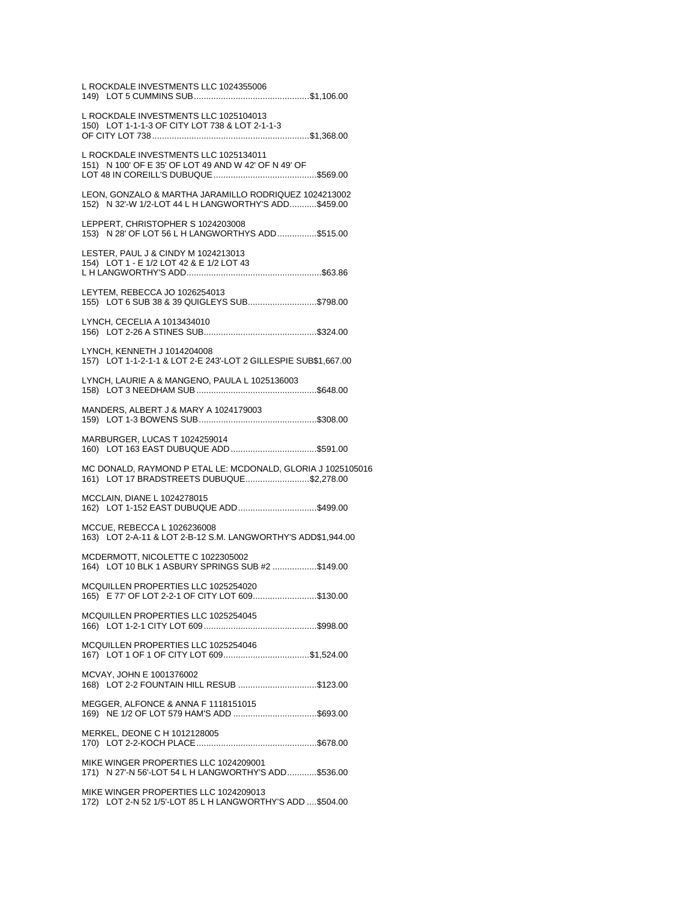L ROCKDALE INVESTMENTS LLC 1024355006
149) LOT 5 CUMMINS SUB...............................................$1,106.00

L ROCKDALE INVESTMENTS LLC 1025104013
150) LOT 1-1-1-3 OF CITY LOT 738 & LOT 2-1-1-3
OF CITY LOT 738................................................................$1,368.00

L ROCKDALE INVESTMENTS LLC 1025134011
151) N 100' OF E 35' OF LOT 49 AND W 42' OF N 49' OF
LOT 48 IN COREILL'S DUBUQUE..........................................$569.00

LEON, GONZALO & MARTHA JARAMILLO RODRIQUEZ 1024213002
152) N 32'-W 1/2-LOT 44 L H LANGWORTHY'S ADD...........$459.00

LEPPERT, CHRISTOPHER S 1024203008
153) N 28' OF LOT 56 L H LANGWORTHYS ADD................$515.00

LESTER, PAUL J & CINDY M 1024213013
154) LOT 1 - E 1/2 LOT 42 & E 1/2 LOT 43
L H LANGWORTHY'S ADD.......................................................$63.86

LEYTEM, REBECCA JO 1026254013
155) LOT 6 SUB 38 & 39 QUIGLEYS SUB............................$798.00

LYNCH, CECELIA A 1013434010
156) LOT 2-26 A STINES SUB..............................................$324.00

LYNCH, KENNETH J 1014204008
157) LOT 1-1-2-1-1 & LOT 2-E 243'-LOT 2 GILLESPIE SUB$1,667.00

LYNCH, LAURIE A & MANGENO, PAULA L 1025136003
158) LOT 3 NEEDHAM SUB.................................................$648.00

MANDERS, ALBERT J & MARY A 1024179003
159) LOT 1-3 BOWENS SUB................................................$308.00

MARBURGER, LUCAS T 1024259014
160) LOT 163 EAST DUBUQUE ADD...................................$591.00

MC DONALD, RAYMOND P ETAL LE: MCDONALD, GLORIA J 1025105016
161) LOT 17 BRADSTREETS DUBUQUE..........................$2,278.00

MCCLAIN, DIANE L 1024278015
162) LOT 1-152 EAST DUBUQUE ADD................................$499.00

MCCUE, REBECCA L 1026236008
163) LOT 2-A-11 & LOT 2-B-12 S.M. LANGWORTHY'S ADD$1,944.00

MCDERMOTT, NICOLETTE C 1022305002
164) LOT 10 BLK 1 ASBURY SPRINGS SUB #2 ..................$149.00

MCQUILLEN PROPERTIES LLC 1025254020
165) E 77' OF LOT 2-2-1 OF CITY LOT 609..........................$130.00

MCQUILLEN PROPERTIES LLC 1025254045
166) LOT 1-2-1 CITY LOT 609..............................................$998.00

MCQUILLEN PROPERTIES LLC 1025254046
167) LOT 1 OF 1 OF CITY LOT 609...................................$1,524.00

MCVAY, JOHN E 1001376002
168) LOT 2-2 FOUNTAIN HILL RESUB ................................$123.00

MEGGER, ALFONCE & ANNA F 1118151015
169) NE 1/2 OF LOT 579 HAM'S ADD ..................................$693.00

MERKEL, DEONE C H 1012128005
170) LOT 2-2-KOCH PLACE.................................................$678.00

MIKE WINGER PROPERTIES LLC 1024209001
171) N 27'-N 56'-LOT 54 L H LANGWORTHY'S ADD............$536.00

MIKE WINGER PROPERTIES LLC 1024209013
172) LOT 2-N 52 1/5'-LOT 85 L H LANGWORTHY'S ADD ....$504.00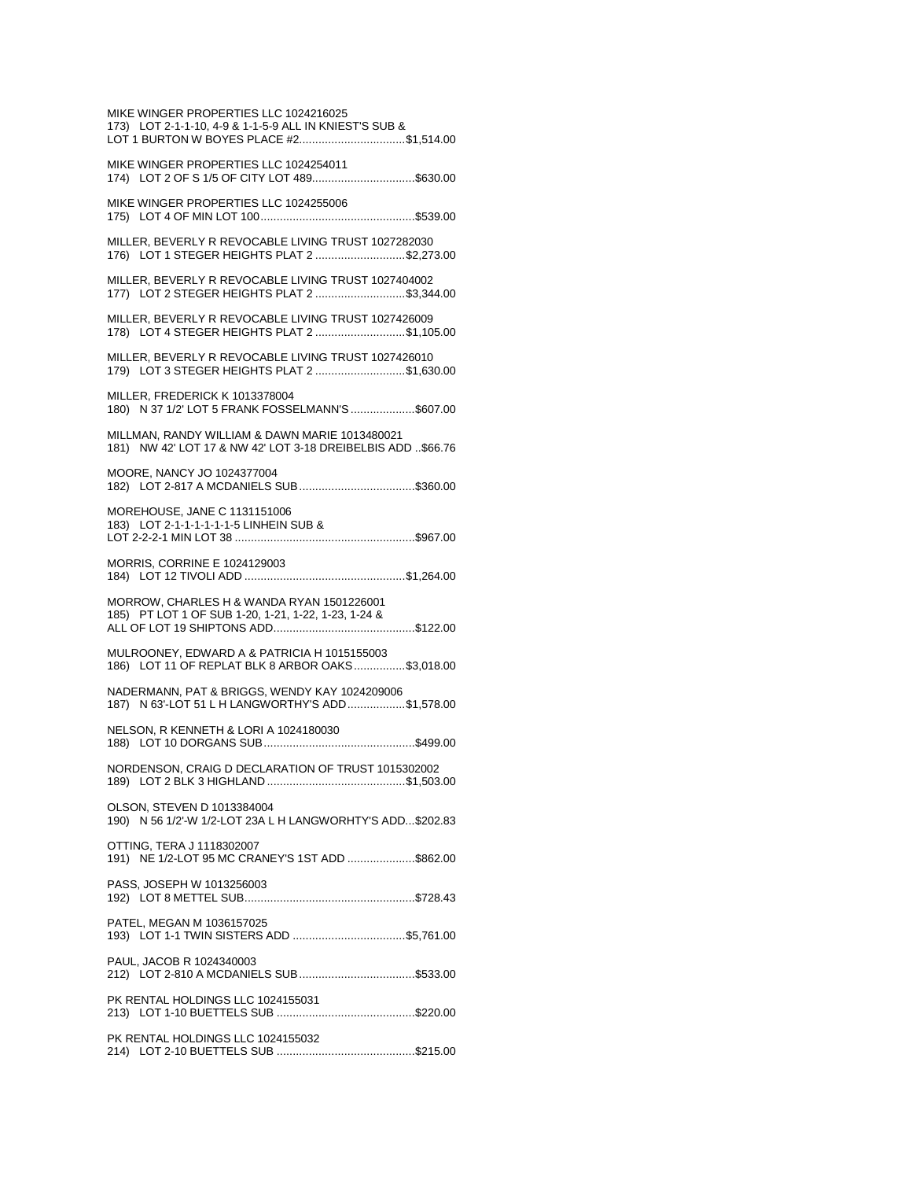MIKE WINGER PROPERTIES LLC 1024216025
173) LOT 2-1-1-10, 4-9 & 1-1-5-9 ALL IN KNIEST'S SUB &
LOT 1 BURTON W BOYES PLACE #2.................................$1,514.00

MIKE WINGER PROPERTIES LLC 1024254011
174) LOT 2 OF S 1/5 OF CITY LOT 489................................$630.00

MIKE WINGER PROPERTIES LLC 1024255006
175) LOT 4 OF MIN LOT 100................................................$539.00

MILLER, BEVERLY R REVOCABLE LIVING TRUST 1027282030
176) LOT 1 STEGER HEIGHTS PLAT 2 ............................$2,273.00

MILLER, BEVERLY R REVOCABLE LIVING TRUST 1027404002
177) LOT 2 STEGER HEIGHTS PLAT 2 ............................$3,344.00

MILLER, BEVERLY R REVOCABLE LIVING TRUST 1027426009
178) LOT 4 STEGER HEIGHTS PLAT 2 ............................$1,105.00

MILLER, BEVERLY R REVOCABLE LIVING TRUST 1027426010
179) LOT 3 STEGER HEIGHTS PLAT 2 ............................$1,630.00

MILLER, FREDERICK K 1013378004
180) N 37 1/2' LOT 5 FRANK FOSSELMANN'S....................$607.00

MILLMAN, RANDY WILLIAM & DAWN MARIE 1013480021
181) NW 42' LOT 17 & NW 42' LOT 3-18 DREIBELBIS ADD ..$66.76

MOORE, NANCY JO 1024377004
182) LOT 2-817 A MCDANIELS SUB....................................$360.00

MOREHOUSE, JANE C 1131151006
183) LOT 2-1-1-1-1-1-1-5 LINHEIN SUB &
LOT 2-2-2-1 MIN LOT 38 ........................................................$967.00

MORRIS, CORRINE E 1024129003
184) LOT 12 TIVOLI ADD ..................................................$1,264.00

MORROW, CHARLES H & WANDA RYAN 1501226001
185) PT LOT 1 OF SUB 1-20, 1-21, 1-22, 1-23, 1-24 &
ALL OF LOT 19 SHIPTONS ADD...........................................$122.00

MULROONEY, EDWARD A & PATRICIA H 1015155003
186) LOT 11 OF REPLAT BLK 8 ARBOR OAKS................$3,018.00

NADERMANN, PAT & BRIGGS, WENDY KAY 1024209006
187) N 63'-LOT 51 L H LANGWORTHY'S ADD..................$1,578.00

NELSON, R KENNETH & LORI A 1024180030
188) LOT 10 DORGANS SUB...............................................$499.00

NORDENSON, CRAIG D DECLARATION OF TRUST 1015302002
189) LOT 2 BLK 3 HIGHLAND ..........................................$1,503.00

OLSON, STEVEN D 1013384004
190) N 56 1/2'-W 1/2-LOT 23A L H LANGWORHTY'S ADD...$202.83

OTTING, TERA J 1118302007
191) NE 1/2-LOT 95 MC CRANEY'S 1ST ADD .....................$862.00

PASS, JOSEPH W 1013256003
192) LOT 8 METTEL SUB.....................................................$728.43

PATEL, MEGAN M 1036157025
193) LOT 1-1 TWIN SISTERS ADD ...................................$5,761.00

PAUL, JACOB R 1024340003
212) LOT 2-810 A MCDANIELS SUB....................................$533.00

PK RENTAL HOLDINGS LLC 1024155031
213) LOT 1-10 BUETTELS SUB ...........................................$220.00

PK RENTAL HOLDINGS LLC 1024155032
214) LOT 2-10 BUETTELS SUB ...........................................$215.00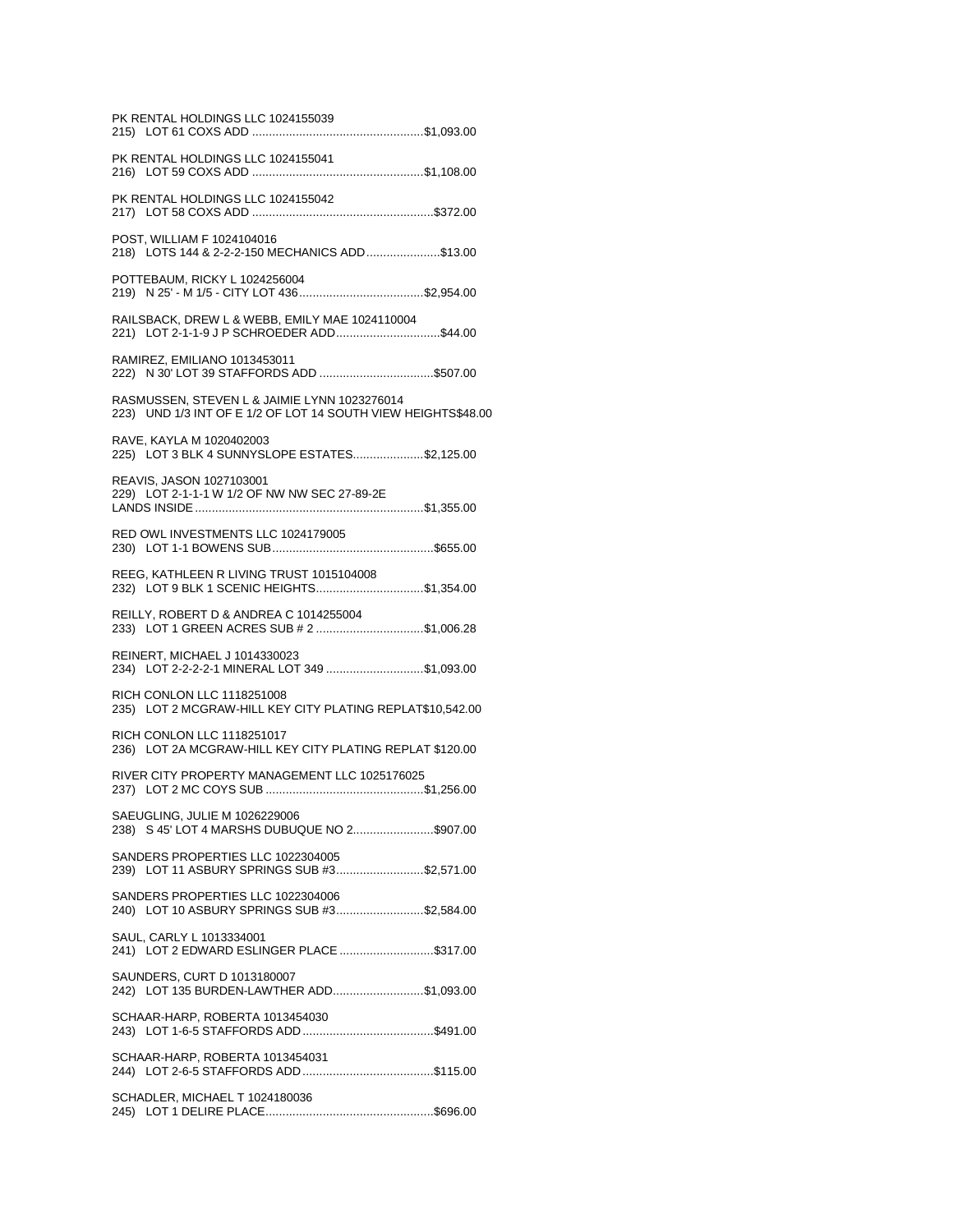PK RENTAL HOLDINGS LLC 1024155039
215) LOT 61 COXS ADD ....................................................$1,093.00

PK RENTAL HOLDINGS LLC 1024155041
216) LOT 59 COXS ADD ....................................................$1,108.00

PK RENTAL HOLDINGS LLC 1024155042
217) LOT 58 COXS ADD ........................................................$372.00

POST, WILLIAM F 1024104016
218) LOTS 144 & 2-2-2-150 MECHANICS ADD......................$13.00

POTTEBAUM, RICKY L 1024256004
219) N 25' - M 1/5 - CITY LOT 436.....................................$2,954.00

RAILSBACK, DREW L & WEBB, EMILY MAE 1024110004
221) LOT 2-1-1-9 J P SCHROEDER ADD...............................$44.00

RAMIREZ, EMILIANO 1013453011
222) N 30' LOT 39 STAFFORDS ADD ..................................$507.00

RASMUSSEN, STEVEN L & JAIMIE LYNN 1023276014
223) UND 1/3 INT OF E 1/2 OF LOT 14 SOUTH VIEW HEIGHTS$48.00

RAVE, KAYLA M 1020402003
225) LOT 3 BLK 4 SUNNYSLOPE ESTATES.....................$2,125.00

REAVIS, JASON 1027103001
229) LOT 2-1-1-1 W 1/2 OF NW NW SEC 27-89-2E
LANDS INSIDE....................................................................$1,355.00

RED OWL INVESTMENTS LLC 1024179005
230) LOT 1-1 BOWENS SUB................................................$655.00

REEG, KATHLEEN R LIVING TRUST 1015104008
232) LOT 9 BLK 1 SCENIC HEIGHTS................................$1,354.00

REILLY, ROBERT D & ANDREA C 1014255004
233) LOT 1 GREEN ACRES SUB # 2 ................................$1,006.28

REINERT, MICHAEL J 1014330023
234) LOT 2-2-2-2-1 MINERAL LOT 349 .............................$1,093.00

RICH CONLON LLC 1118251008
235) LOT 2 MCGRAW-HILL KEY CITY PLATING REPLAT$10,542.00

RICH CONLON LLC 1118251017
236) LOT 2A MCGRAW-HILL KEY CITY PLATING REPLAT $120.00

RIVER CITY PROPERTY MANAGEMENT LLC 1025176025
237) LOT 2 MC COYS SUB ...............................................$1,256.00

SAEUGLING, JULIE M 1026229006
238) S 45' LOT 4 MARSHS DUBUQUE NO 2........................$907.00

SANDERS PROPERTIES LLC 1022304005
239) LOT 11 ASBURY SPRINGS SUB #3..........................$2,571.00

SANDERS PROPERTIES LLC 1022304006
240) LOT 10 ASBURY SPRINGS SUB #3..........................$2,584.00

SAUL, CARLY L 1013334001
241) LOT 2 EDWARD ESLINGER PLACE ............................$317.00

SAUNDERS, CURT D 1013180007
242) LOT 135 BURDEN-LAWTHER ADD...........................$1,093.00

SCHAAR-HARP, ROBERTA 1013454030
243) LOT 1-6-5 STAFFORDS ADD.......................................$491.00

SCHAAR-HARP, ROBERTA 1013454031
244) LOT 2-6-5 STAFFORDS ADD.......................................$115.00

SCHADLER, MICHAEL T 1024180036
245) LOT 1 DELIRE PLACE.................................................$696.00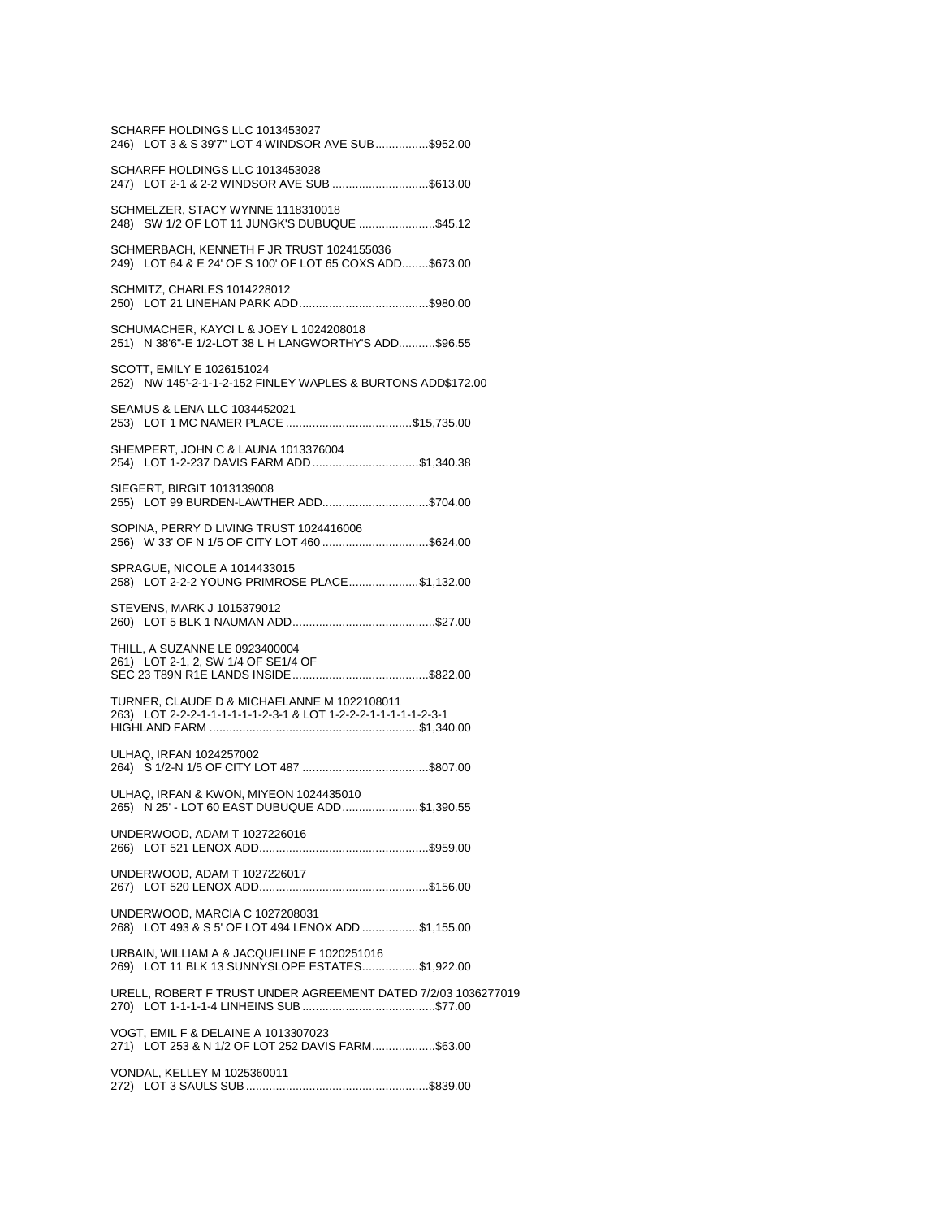SCHARFF HOLDINGS LLC 1013453027
246) LOT 3 & S 39'7" LOT 4 WINDSOR AVE SUB................$952.00

SCHARFF HOLDINGS LLC 1013453028
247) LOT 2-1 & 2-2 WINDSOR AVE SUB .............................$613.00

SCHMELZER, STACY WYNNE 1118310018
248) SW 1/2 OF LOT 11 JUNGK'S DUBUQUE .......................$45.12

SCHMERBACH, KENNETH F JR TRUST 1024155036
249) LOT 64 & E 24' OF S 100' OF LOT 65 COXS ADD........$673.00

SCHMITZ, CHARLES 1014228012
250) LOT 21 LINEHAN PARK ADD.......................................$980.00

SCHUMACHER, KAYCI L & JOEY L 1024208018
251) N 38'6"-E 1/2-LOT 38 L H LANGWORTHY'S ADD...........$96.55

SCOTT, EMILY E 1026151024
252) NW 145'-2-1-1-2-152 FINLEY WAPLES & BURTONS ADD$172.00

SEAMUS & LENA LLC 1034452021
253) LOT 1 MC NAMER PLACE ......................................$15,735.00

SHEMPERT, JOHN C & LAUNA 1013376004
254) LOT 1-2-237 DAVIS FARM ADD ................................$1,340.38

SIEGERT, BIRGIT 1013139008
255) LOT 99 BURDEN-LAWTHER ADD................................$704.00

SOPINA, PERRY D LIVING TRUST 1024416006
256) W 33' OF N 1/5 OF CITY LOT 460 ................................$624.00

SPRAGUE, NICOLE A 1014433015
258) LOT 2-2-2 YOUNG PRIMROSE PLACE.....................$1,132.00

STEVENS, MARK J 1015379012
260) LOT 5 BLK 1 NAUMAN ADD...........................................$27.00

THILL, A SUZANNE LE 0923400004
261) LOT 2-1, 2, SW 1/4 OF SE1/4 OF
SEC 23 T89N R1E LANDS INSIDE.........................................$822.00

TURNER, CLAUDE D & MICHAELANNE M 1022108011
263) LOT 2-2-2-1-1-1-1-1-2-3-1 & LOT 1-2-2-2-1-1-1-1-1-2-3-1
HIGHLAND FARM ...............................................................$1,340.00

ULHAQ, IRFAN 1024257002
264) S 1/2-N 1/5 OF CITY LOT 487 ......................................$807.00

ULHAQ, IRFAN & KWON, MIYEON 1024435010
265) N 25' - LOT 60 EAST DUBUQUE ADD.......................$1,390.55

UNDERWOOD, ADAM T 1027226016
266) LOT 521 LENOX ADD...................................................$959.00

UNDERWOOD, ADAM T 1027226017
267) LOT 520 LENOX ADD...................................................$156.00

UNDERWOOD, MARCIA C 1027208031
268) LOT 493 & S 5' OF LOT 494 LENOX ADD .................$1,155.00

URBAIN, WILLIAM A & JACQUELINE F 1020251016
269) LOT 11 BLK 13 SUNNYSLOPE ESTATES.................$1,922.00

URELL, ROBERT F TRUST UNDER AGREEMENT DATED 7/2/03 1036277019
270) LOT 1-1-1-1-4 LINHEINS SUB ........................................$77.00

VOGT, EMIL F & DELAINE A 1013307023
271) LOT 253 & N 1/2 OF LOT 252 DAVIS FARM...................$63.00

VONDAL, KELLEY M 1025360011
272) LOT 3 SAULS SUB .......................................................$839.00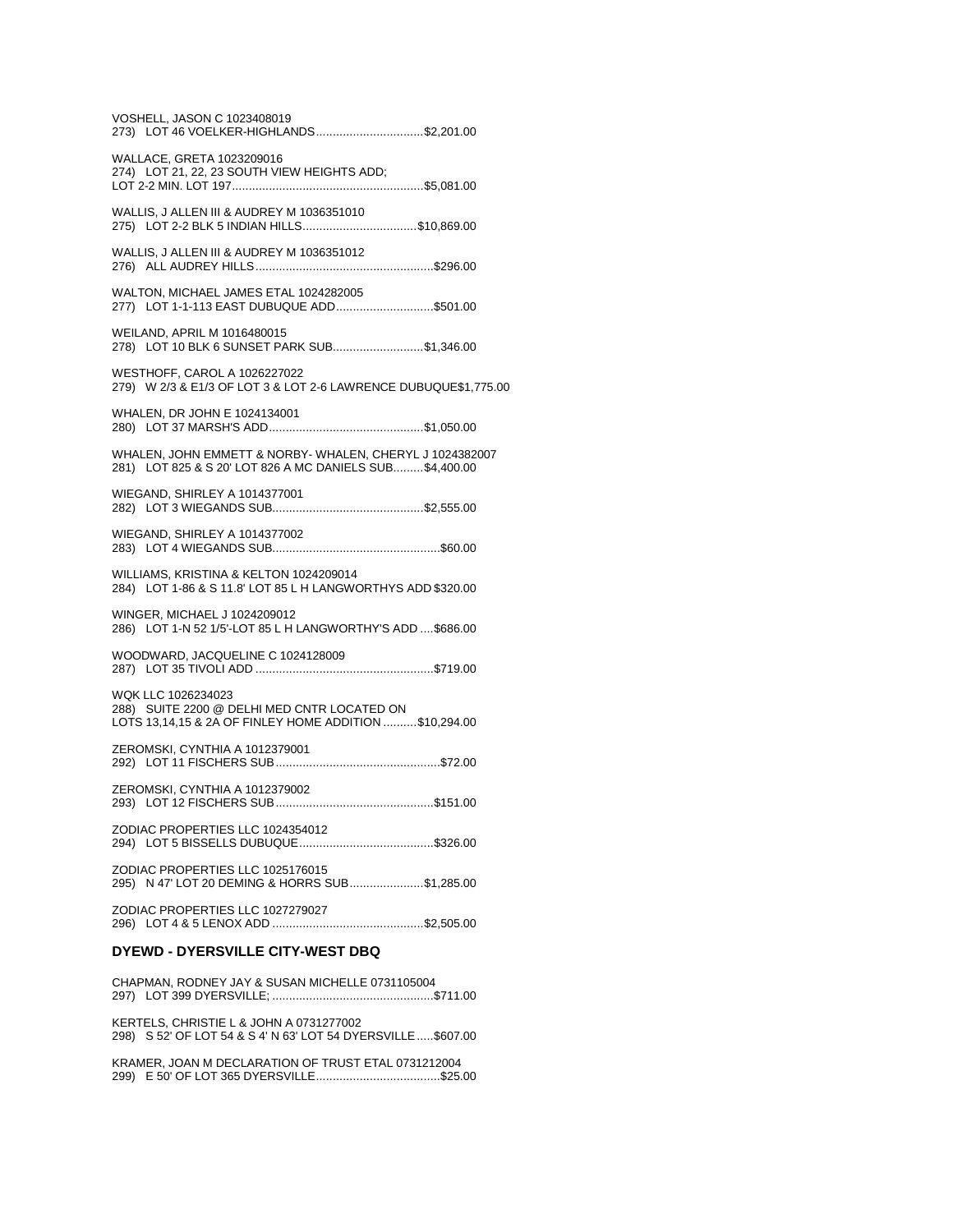VOSHELL, JASON C 1023408019
273) LOT 46 VOELKER-HIGHLANDS................................$2,201.00

WALLACE, GRETA 1023209016
274) LOT 21, 22, 23 SOUTH VIEW HEIGHTS ADD;
LOT 2-2 MIN. LOT 197.........................................................$5,081.00

WALLIS, J ALLEN III & AUDREY M 1036351010
275) LOT 2-2 BLK 5 INDIAN HILLS..................................$10,869.00

WALLIS, J ALLEN III & AUDREY M 1036351012
276) ALL AUDREY HILLS.....................................................$296.00

WALTON, MICHAEL JAMES ETAL 1024282005
277) LOT 1-1-113 EAST DUBUQUE ADD............................$501.00

WEILAND, APRIL M 1016480015
278) LOT 10 BLK 6 SUNSET PARK SUB...........................$1,346.00

WESTHOFF, CAROL A 1026227022
279) W 2/3 & E1/3 OF LOT 3 & LOT 2-6 LAWRENCE DUBUQUE$1,775.00

WHALEN, DR JOHN E 1024134001
280) LOT 37 MARSH'S ADD..............................................$1,050.00

WHALEN, JOHN EMMETT & NORBY- WHALEN, CHERYL J 1024382007
281) LOT 825 & S 20' LOT 826 A MC DANIELS SUB.........$4,400.00

WIEGAND, SHIRLEY A 1014377001
282) LOT 3 WIEGANDS SUB.............................................$2,555.00

WIEGAND, SHIRLEY A 1014377002
283) LOT 4 WIEGANDS SUB..................................................$60.00

WILLIAMS, KRISTINA & KELTON 1024209014
284) LOT 1-86 & S 11.8' LOT 85 L H LANGWORTHYS ADD $320.00

WINGER, MICHAEL J 1024209012
286) LOT 1-N 52 1/5'-LOT 85 L H LANGWORTHY'S ADD ....$686.00

WOODWARD, JACQUELINE C 1024128009
287) LOT 35 TIVOLI ADD .....................................................$719.00

WQK LLC 1026234023
288) SUITE 2200 @ DELHI MED CNTR LOCATED ON
LOTS 13,14,15 & 2A OF FINLEY HOME ADDITION ..........$10,294.00

ZEROMSKI, CYNTHIA A 1012379001
292) LOT 11 FISCHERS SUB.................................................$72.00

ZEROMSKI, CYNTHIA A 1012379002
293) LOT 12 FISCHERS SUB...............................................$151.00

ZODIAC PROPERTIES LLC 1024354012
294) LOT 5 BISSELLS DUBUQUE........................................$326.00

ZODIAC PROPERTIES LLC 1025176015
295) N 47' LOT 20 DEMING & HORRS SUB......................$1,285.00

ZODIAC PROPERTIES LLC 1027279027
296) LOT 4 & 5 LENOX ADD .............................................$2,505.00

## DYEWD - DYERSVILLE CITY-WEST DBQ

CHAPMAN, RODNEY JAY & SUSAN MICHELLE 0731105004
297) LOT 399 DYERSVILLE; ................................................$711.00

KERTELS, CHRISTIE L & JOHN A 0731277002
298) S 52' OF LOT 54 & S 4' N 63' LOT 54 DYERSVILLE.....$607.00

KRAMER, JOAN M DECLARATION OF TRUST ETAL 0731212004
299) E 50' OF LOT 365 DYERSVILLE.....................................$25.00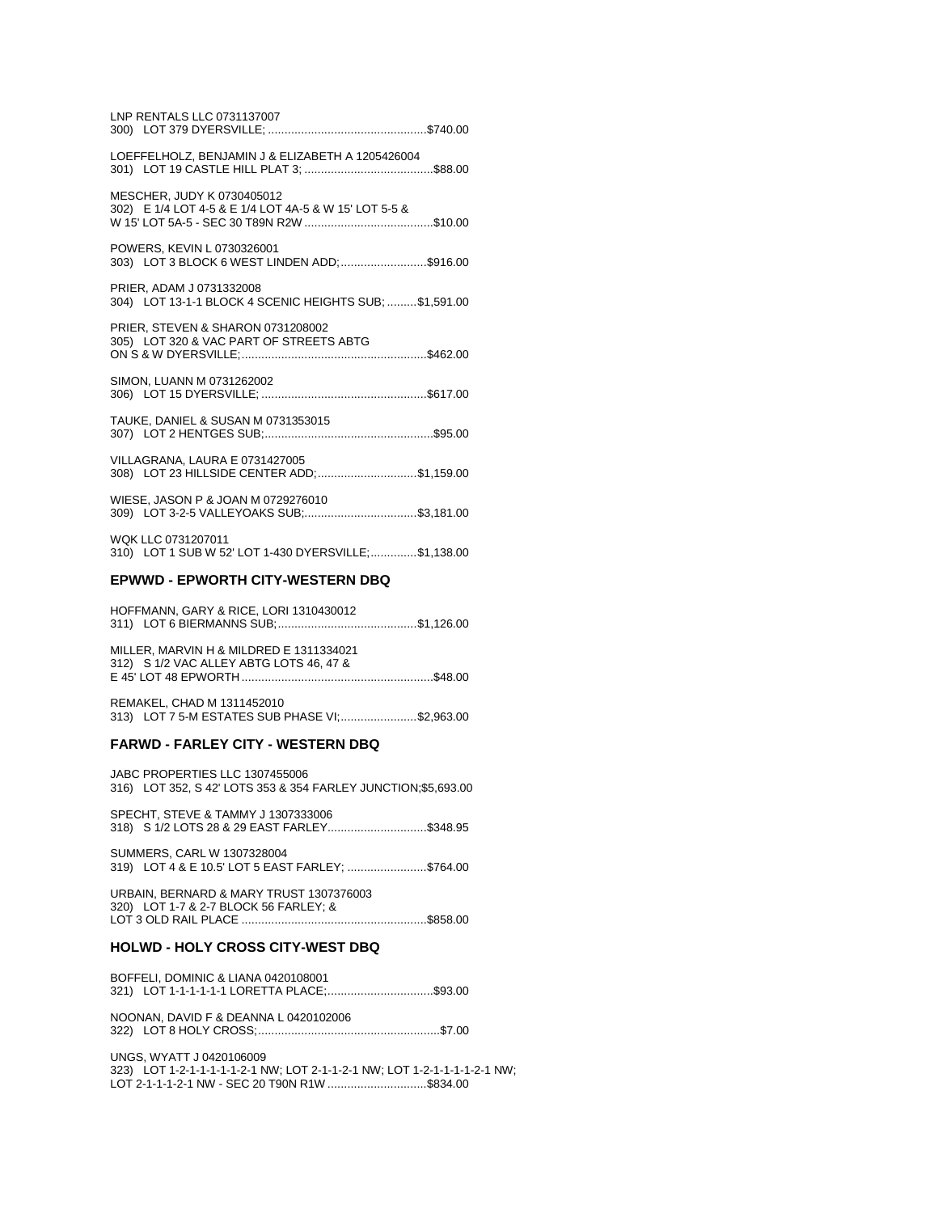LNP RENTALS LLC 0731137007
300) LOT 379 DYERSVILLE; ................................................$740.00

LOEFFELHOLZ, BENJAMIN J & ELIZABETH A 1205426004
301) LOT 19 CASTLE HILL PLAT 3; ......................................$88.00

MESCHER, JUDY K 0730405012
302) E 1/4 LOT 4-5 & E 1/4 LOT 4A-5 & W 15' LOT 5-5 &
W 15' LOT 5A-5 - SEC 30 T89N R2W ......................................$10.00

POWERS, KEVIN L 0730326001
303) LOT 3 BLOCK 6 WEST LINDEN ADD;..........................$916.00

PRIER, ADAM J 0731332008
304) LOT 13-1-1 BLOCK 4 SCENIC HEIGHTS SUB; .........$1,591.00

PRIER, STEVEN & SHARON 0731208002
305) LOT 320 & VAC PART OF STREETS ABTG
ON S & W DYERSVILLE;........................................................$462.00

SIMON, LUANN M 0731262002
306) LOT 15 DYERSVILLE; ..................................................$617.00

TAUKE, DANIEL & SUSAN M 0731353015
307) LOT 2 HENTGES SUB;...................................................$95.00

VILLAGRANA, LAURA E 0731427005
308) LOT 23 HILLSIDE CENTER ADD;..............................$1,159.00

WIESE, JASON P & JOAN M 0729276010
309) LOT 3-2-5 VALLEYOAKS SUB;..................................$3,181.00

WQK LLC 0731207011
310) LOT 1 SUB W 52' LOT 1-430 DYERSVILLE;..............$1,138.00

## EPWWD - EPWORTH CITY-WESTERN DBQ

HOFFMANN, GARY & RICE, LORI 1310430012
311) LOT 6 BIERMANNS SUB;..........................................$1,126.00

MILLER, MARVIN H & MILDRED E 1311334021
312) S 1/2 VAC ALLEY ABTG LOTS 46, 47 &
E 45' LOT 48 EPWORTH..........................................................$48.00

REMAKEL, CHAD M 1311452010
313) LOT 7 5-M ESTATES SUB PHASE VI;.......................$2,963.00

## FARWD - FARLEY CITY - WESTERN DBQ

JABC PROPERTIES LLC 1307455006
316) LOT 352, S 42' LOTS 353 & 354 FARLEY JUNCTION;$5,693.00

SPECHT, STEVE & TAMMY J 1307333006
318) S 1/2 LOTS 28 & 29 EAST FARLEY..............................$348.95

SUMMERS, CARL W 1307328004
319) LOT 4 & E 10.5' LOT 5 EAST FARLEY; ........................$764.00

URBAIN, BERNARD & MARY TRUST 1307376003
320) LOT 1-7 & 2-7 BLOCK 56 FARLEY; &
LOT 3 OLD RAIL PLACE .......................................................$858.00

## HOLWD - HOLY CROSS CITY-WEST DBQ

BOFFELI, DOMINIC & LIANA 0420108001
321) LOT 1-1-1-1-1-1 LORETTA PLACE;................................$93.00

NOONAN, DAVID F & DEANNA L 0420102006
322) LOT 8 HOLY CROSS;.......................................................$7.00

UNGS, WYATT J 0420106009
323) LOT 1-2-1-1-1-1-1-2-1 NW; LOT 2-1-1-2-1 NW; LOT 1-2-1-1-1-1-2-1 NW;
LOT 2-1-1-1-2-1 NW - SEC 20 T90N R1W ..............................$834.00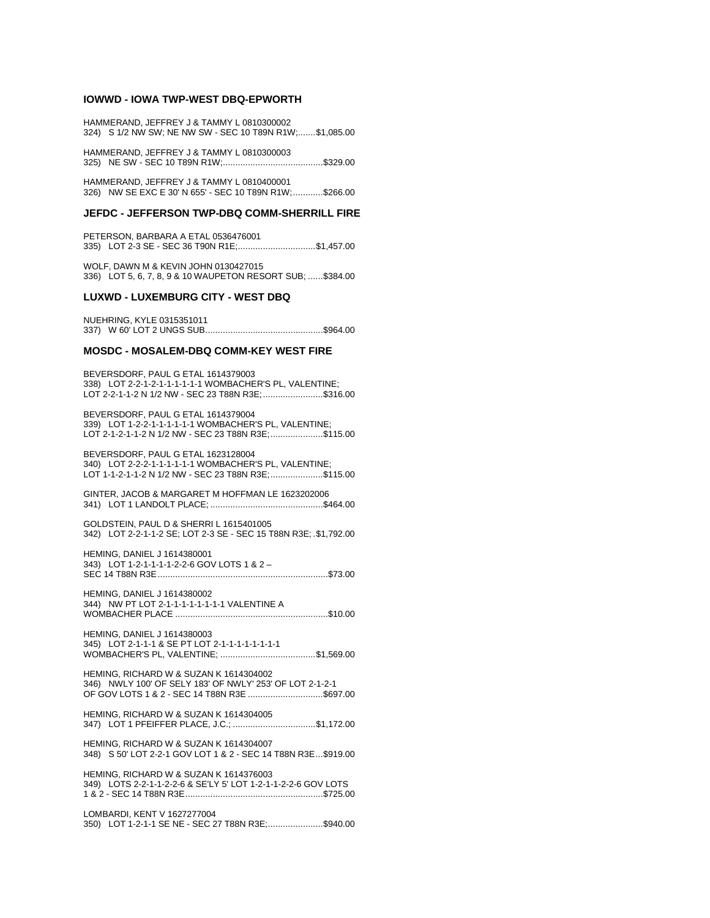### IOWWD - IOWA TWP-WEST DBQ-EPWORTH

HAMMERAND, JEFFREY J & TAMMY L 0810300002
324) S 1/2 NW SW; NE NW SW - SEC 10 T89N R1W;.......$1,085.00

HAMMERAND, JEFFREY J & TAMMY L 0810300003
325) NE SW - SEC 10 T89N R1W;.......................................$329.00

HAMMERAND, JEFFREY J & TAMMY L 0810400001
326) NW SE EXC E 30' N 655' - SEC 10 T89N R1W;............$266.00

### JEFDC - JEFFERSON TWP-DBQ COMM-SHERRILL FIRE

PETERSON, BARBARA A ETAL 0536476001
335) LOT 2-3 SE - SEC 36 T90N R1E;...............................$1,457.00

WOLF, DAWN M & KEVIN JOHN 0130427015
336) LOT 5, 6, 7, 8, 9 & 10 WAUPETON RESORT SUB; ......$384.00

### LUXWD - LUXEMBURG CITY - WEST DBQ

NUEHRING, KYLE 0315351011
337) W 60' LOT 2 UNGS SUB..............................................$964.00

### MOSDC - MOSALEM-DBQ COMM-KEY WEST FIRE

BEVERSDORF, PAUL G ETAL 1614379003
338) LOT 2-2-1-2-1-1-1-1-1-1 WOMBACHER'S PL, VALENTINE;
LOT 2-2-1-1-2 N 1/2 NW - SEC 23 T88N R3E;........................$316.00

BEVERSDORF, PAUL G ETAL 1614379004
339) LOT 1-2-2-1-1-1-1-1-1 WOMBACHER'S PL, VALENTINE;
LOT 2-1-2-1-1-2 N 1/2 NW - SEC 23 T88N R3E;.....................$115.00

BEVERSDORF, PAUL G ETAL 1623128004
340) LOT 2-2-2-1-1-1-1-1-1 WOMBACHER'S PL, VALENTINE;
LOT 1-1-2-1-1-2 N 1/2 NW - SEC 23 T88N R3E;.....................$115.00

GINTER, JACOB & MARGARET M HOFFMAN LE 1623202006
341) LOT 1 LANDOLT PLACE; ............................................$464.00

GOLDSTEIN, PAUL D & SHERRI L 1615401005
342) LOT 2-2-1-1-2 SE; LOT 2-3 SE - SEC 15 T88N R3E; .$1,792.00

HEMING, DANIEL J 1614380001
343) LOT 1-2-1-1-1-1-2-2-6 GOV LOTS 1 & 2 –
SEC 14 T88N R3E...................................................................$73.00

HEMING, DANIEL J 1614380002
344) NW PT LOT 2-1-1-1-1-1-1-1-1 VALENTINE A
WOMBACHER PLACE ............................................................$10.00

HEMING, DANIEL J 1614380003
345) LOT 2-1-1-1 & SE PT LOT 2-1-1-1-1-1-1-1-1
WOMBACHER'S PL, VALENTINE; ......................................$1,569.00

HEMING, RICHARD W & SUZAN K 1614304002
346) NWLY 100' OF SELY 183' OF NWLY' 253' OF LOT 2-1-2-1
OF GOV LOTS 1 & 2 - SEC 14 T88N R3E .............................$697.00

HEMING, RICHARD W & SUZAN K 1614304005
347) LOT 1 PFEIFFER PLACE, J.C.; .................................$1,172.00

HEMING, RICHARD W & SUZAN K 1614304007
348) S 50' LOT 2-2-1 GOV LOT 1 & 2 - SEC 14 T88N R3E...$919.00

HEMING, RICHARD W & SUZAN K 1614376003
349) LOTS 2-2-1-1-2-2-6 & SE'LY 5' LOT 1-2-1-1-2-2-6 GOV LOTS
1 & 2 - SEC 14 T88N R3E......................................................$725.00

LOMBARDI, KENT V 1627277004
350) LOT 1-2-1-1 SE NE - SEC 27 T88N R3E;......................$940.00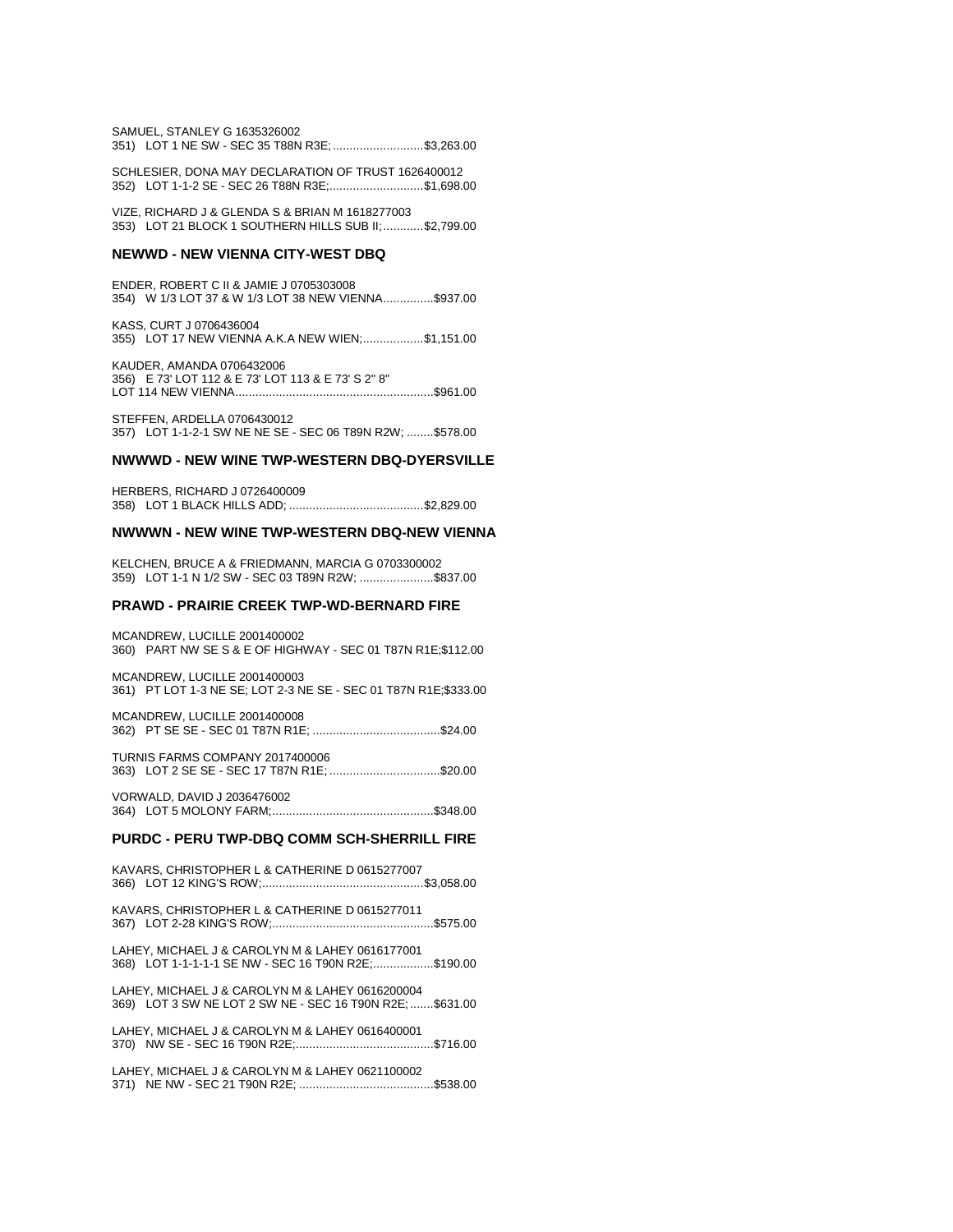SAMUEL, STANLEY G 1635326002
351) LOT 1 NE SW - SEC 35 T88N R3E;...........................$3,263.00

SCHLESIER, DONA MAY DECLARATION OF TRUST 1626400012
352) LOT 1-1-2 SE - SEC 26 T88N R3E;............................$1,698.00

VIZE, RICHARD J & GLENDA S & BRIAN M 1618277003
353) LOT 21 BLOCK 1 SOUTHERN HILLS SUB II;............$2,799.00

### NEWWD - NEW VIENNA CITY-WEST DBQ

ENDER, ROBERT C II & JAMIE J 0705303008
354) W 1/3 LOT 37 & W 1/3 LOT 38 NEW VIENNA...............$937.00

KASS, CURT J 0706436004
355) LOT 17 NEW VIENNA A.K.A NEW WIEN;..................$1,151.00

KAUDER, AMANDA 0706432006
356) E 73' LOT 112 & E 73' LOT 113 & E 73' S 2" 8"
LOT 114 NEW VIENNA...........................................................$961.00

STEFFEN, ARDELLA 0706430012
357) LOT 1-1-2-1 SW NE NE SE - SEC 06 T89N R2W; ........$578.00

### NWWWD - NEW WINE TWP-WESTERN DBQ-DYERSVILLE

HERBERS, RICHARD J 0726400009
358) LOT 1 BLACK HILLS ADD; ........................................$2,829.00

### NWWWN - NEW WINE TWP-WESTERN DBQ-NEW VIENNA

KELCHEN, BRUCE A & FRIEDMANN, MARCIA G 0703300002
359) LOT 1-1 N 1/2 SW - SEC 03 T89N R2W; ......................$837.00

### PRAWD - PRAIRIE CREEK TWP-WD-BERNARD FIRE

MCANDREW, LUCILLE 2001400002
360) PART NW SE S & E OF HIGHWAY - SEC 01 T87N R1E;$112.00

MCANDREW, LUCILLE 2001400003
361) PT LOT 1-3 NE SE; LOT 2-3 NE SE - SEC 01 T87N R1E;$333.00

MCANDREW, LUCILLE 2001400008
362) PT SE SE - SEC 01 T87N R1E; ......................................$24.00

TURNIS FARMS COMPANY 2017400006
363) LOT 2 SE SE - SEC 17 T87N R1E; .................................$20.00

VORWALD, DAVID J 2036476002
364) LOT 5 MOLONY FARM;................................................$348.00

### PURDC - PERU TWP-DBQ COMM SCH-SHERRILL FIRE

KAVARS, CHRISTOPHER L & CATHERINE D 0615277007
366) LOT 12 KING'S ROW;................................................$3,058.00

KAVARS, CHRISTOPHER L & CATHERINE D 0615277011
367) LOT 2-28 KING'S ROW;................................................$575.00

LAHEY, MICHAEL J & CAROLYN M & LAHEY 0616177001
368) LOT 1-1-1-1-1 SE NW - SEC 16 T90N R2E;..................$190.00

LAHEY, MICHAEL J & CAROLYN M & LAHEY 0616200004
369) LOT 3 SW NE LOT 2 SW NE - SEC 16 T90N R2E; .......$631.00

LAHEY, MICHAEL J & CAROLYN M & LAHEY 0616400001
370) NW SE - SEC 16 T90N R2E;.........................................$716.00

LAHEY, MICHAEL J & CAROLYN M & LAHEY 0621100002
371) NE NW - SEC 21 T90N R2E; ........................................$538.00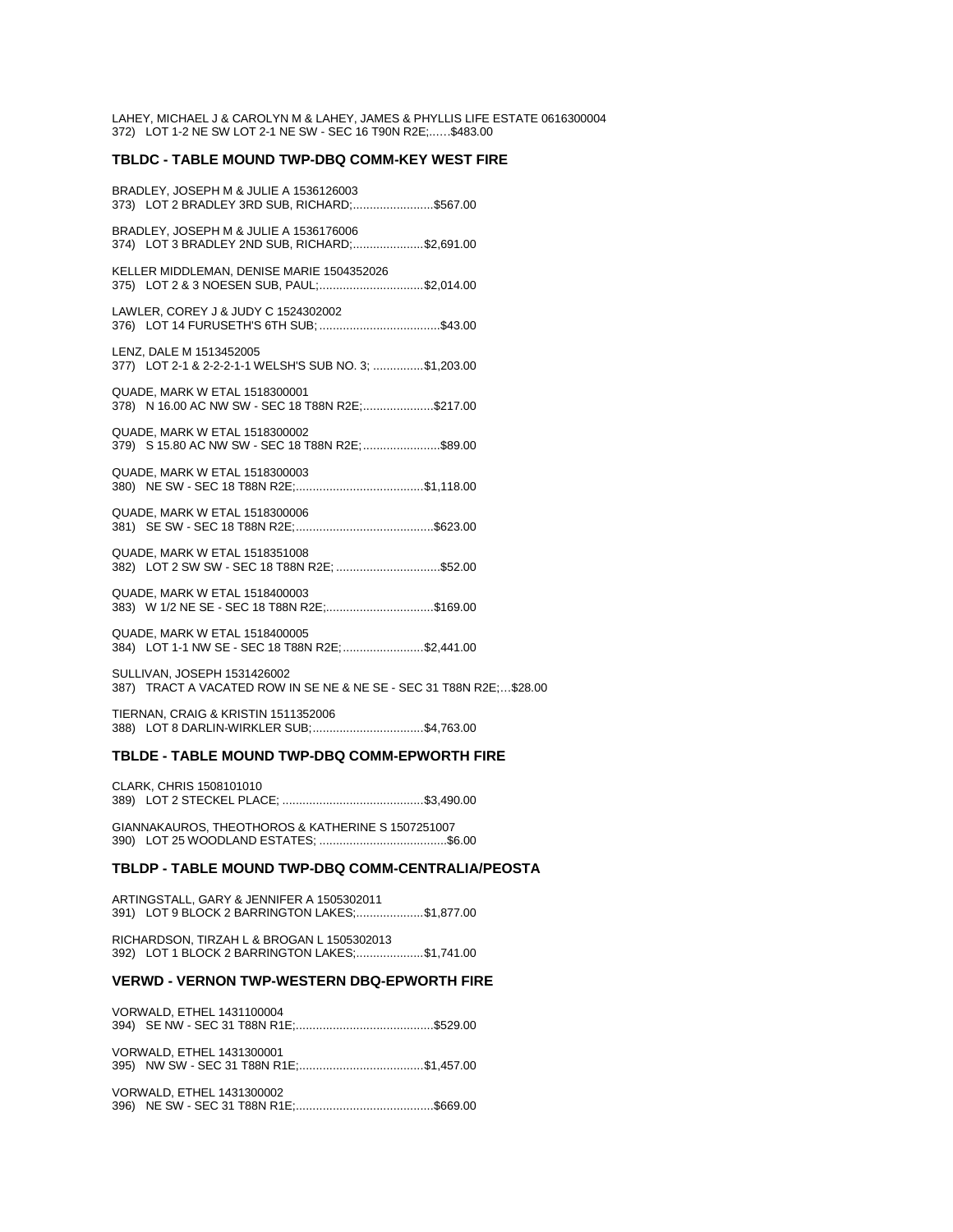LAHEY, MICHAEL J & CAROLYN M & LAHEY, JAMES & PHYLLIS LIFE ESTATE 0616300004
372) LOT 1-2 NE SW LOT 2-1 NE SW - SEC 16 T90N R2E;……$483.00

### TBLDC - TABLE MOUND TWP-DBQ COMM-KEY WEST FIRE

BRADLEY, JOSEPH M & JULIE A 1536126003
373) LOT 2 BRADLEY 3RD SUB, RICHARD;........................$567.00

BRADLEY, JOSEPH M & JULIE A 1536176006
374) LOT 3 BRADLEY 2ND SUB, RICHARD;.....................$2,691.00

KELLER MIDDLEMAN, DENISE MARIE 1504352026
375) LOT 2 & 3 NOESEN SUB, PAUL;...............................$2,014.00

LAWLER, COREY J & JUDY C 1524302002
376) LOT 14 FURUSETH'S 6TH SUB; ....................................$43.00

LENZ, DALE M 1513452005
377) LOT 2-1 & 2-2-2-1-1 WELSH'S SUB NO. 3; ...............$1,203.00

QUADE, MARK W ETAL 1518300001
378) N 16.00 AC NW SW - SEC 18 T88N R2E;.....................$217.00

QUADE, MARK W ETAL 1518300002
379) S 15.80 AC NW SW - SEC 18 T88N R2E;.......................$89.00

QUADE, MARK W ETAL 1518300003
380) NE SW - SEC 18 T88N R2E;......................................$1,118.00

QUADE, MARK W ETAL 1518300006
381) SE SW - SEC 18 T88N R2E;.........................................$623.00

QUADE, MARK W ETAL 1518351008
382) LOT 2 SW SW - SEC 18 T88N R2E; ...............................$52.00

QUADE, MARK W ETAL 1518400003
383) W 1/2 NE SE - SEC 18 T88N R2E;................................$169.00

QUADE, MARK W ETAL 1518400005
384) LOT 1-1 NW SE - SEC 18 T88N R2E;........................$2,441.00

SULLIVAN, JOSEPH 1531426002
387) TRACT A VACATED ROW IN SE NE & NE SE - SEC 31 T88N R2E;…$28.00

TIERNAN, CRAIG & KRISTIN 1511352006
388) LOT 8 DARLIN-WIRKLER SUB;.................................$4,763.00

### TBLDE - TABLE MOUND TWP-DBQ COMM-EPWORTH FIRE

CLARK, CHRIS 1508101010
389) LOT 2 STECKEL PLACE; ..........................................$3,490.00

GIANNAKAUROS, THEOTHOROS & KATHERINE S 1507251007
390) LOT 25 WOODLAND ESTATES; ......................................$6.00

### TBLDP - TABLE MOUND TWP-DBQ COMM-CENTRALIA/PEOSTA

ARTINGSTALL, GARY & JENNIFER A 1505302011
391) LOT 9 BLOCK 2 BARRINGTON LAKES;....................$1,877.00

RICHARDSON, TIRZAH L & BROGAN L 1505302013
392) LOT 1 BLOCK 2 BARRINGTON LAKES;....................$1,741.00

### VERWD - VERNON TWP-WESTERN DBQ-EPWORTH FIRE

VORWALD, ETHEL 1431100004
394) SE NW - SEC 31 T88N R1E;.........................................$529.00

VORWALD, ETHEL 1431300001
395) NW SW - SEC 31 T88N R1E;.....................................$1,457.00

VORWALD, ETHEL 1431300002
396) NE SW - SEC 31 T88N R1E;.........................................$669.00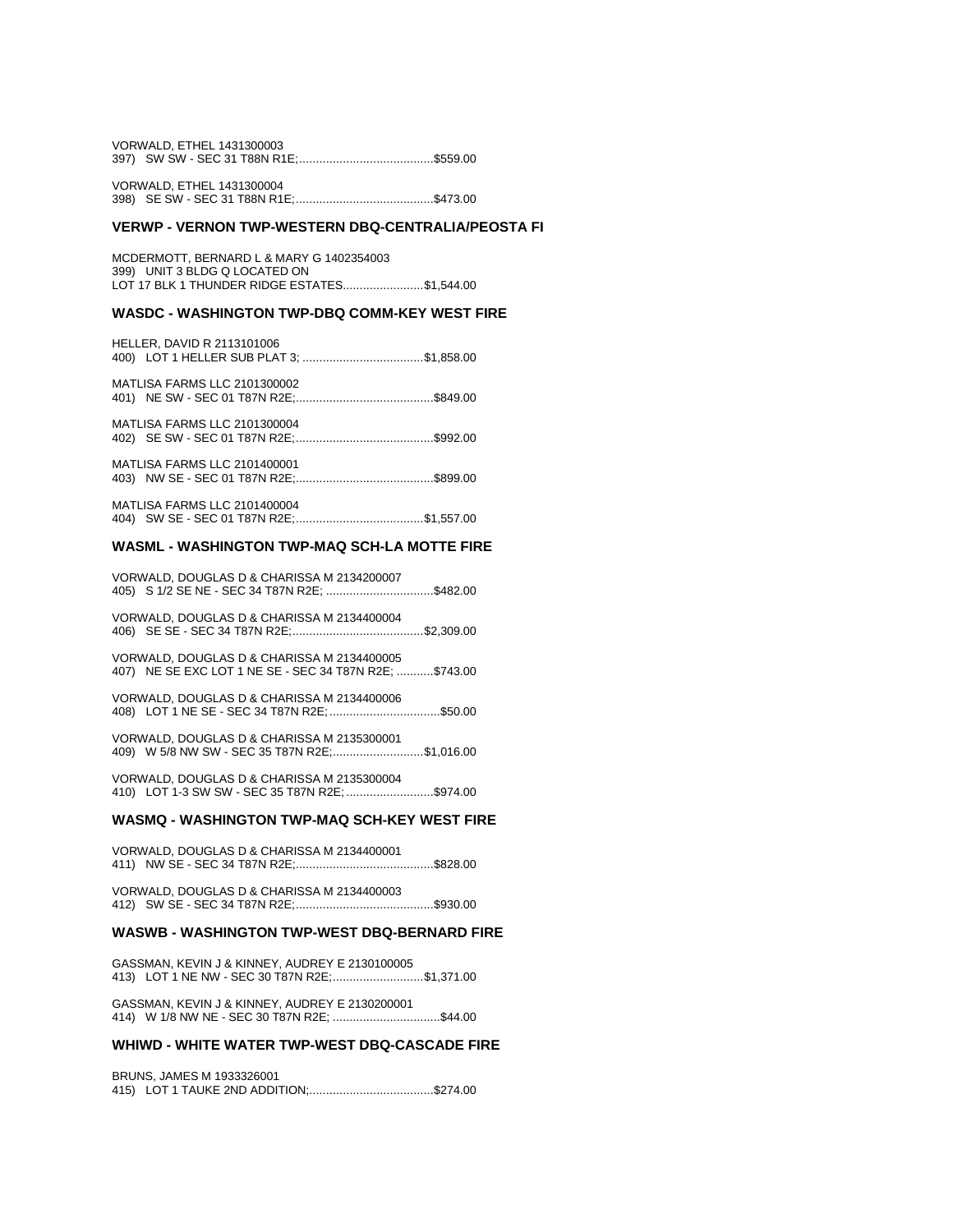VORWALD, ETHEL 1431300003
397) SW SW - SEC 31 T88N R1E;........................................$559.00

VORWALD, ETHEL 1431300004
398) SE SW - SEC 31 T88N R1E;.........................................$473.00

### VERWP - VERNON TWP-WESTERN DBQ-CENTRALIA/PEOSTA FI

MCDERMOTT, BERNARD L & MARY G 1402354003
399) UNIT 3 BLDG Q LOCATED ON
LOT 17 BLK 1 THUNDER RIDGE ESTATES........................$1,544.00

### WASDC - WASHINGTON TWP-DBQ COMM-KEY WEST FIRE

HELLER, DAVID R 2113101006
400) LOT 1 HELLER SUB PLAT 3; ....................................$1,858.00

MATLISA FARMS LLC 2101300002
401) NE SW - SEC 01 T87N R2E;.........................................$849.00

MATLISA FARMS LLC 2101300004
402) SE SW - SEC 01 T87N R2E;.........................................$992.00

MATLISA FARMS LLC 2101400001
403) NW SE - SEC 01 T87N R2E;.........................................$899.00

MATLISA FARMS LLC 2101400004
404) SW SE - SEC 01 T87N R2E;......................................$1,557.00

### WASML - WASHINGTON TWP-MAQ SCH-LA MOTTE FIRE

VORWALD, DOUGLAS D & CHARISSA M 2134200007
405) S 1/2 SE NE - SEC 34 T87N R2E; ................................$482.00

VORWALD, DOUGLAS D & CHARISSA M 2134400004
406) SE SE - SEC 34 T87N R2E;.......................................$2,309.00

VORWALD, DOUGLAS D & CHARISSA M 2134400005
407) NE SE EXC LOT 1 NE SE - SEC 34 T87N R2E; ...........$743.00

VORWALD, DOUGLAS D & CHARISSA M 2134400006
408) LOT 1 NE SE - SEC 34 T87N R2E;.................................$50.00

VORWALD, DOUGLAS D & CHARISSA M 2135300001
409) W 5/8 NW SW - SEC 35 T87N R2E;...........................$1,016.00

VORWALD, DOUGLAS D & CHARISSA M 2135300004
410) LOT 1-3 SW SW - SEC 35 T87N R2E; .........................$974.00

### WASMQ - WASHINGTON TWP-MAQ SCH-KEY WEST FIRE

VORWALD, DOUGLAS D & CHARISSA M 2134400001
411) NW SE - SEC 34 T87N R2E;.........................................$828.00

VORWALD, DOUGLAS D & CHARISSA M 2134400003
412) SW SE - SEC 34 T87N R2E;.........................................$930.00

### WASWB - WASHINGTON TWP-WEST DBQ-BERNARD FIRE

GASSMAN, KEVIN J & KINNEY, AUDREY E 2130100005
413) LOT 1 NE NW - SEC 30 T87N R2E;...........................$1,371.00

GASSMAN, KEVIN J & KINNEY, AUDREY E 2130200001
414) W 1/8 NW NE - SEC 30 T87N R2E; ................................$44.00

### WHIWD - WHITE WATER TWP-WEST DBQ-CASCADE FIRE

BRUNS, JAMES M 1933326001
415) LOT 1 TAUKE 2ND ADDITION;.....................................$274.00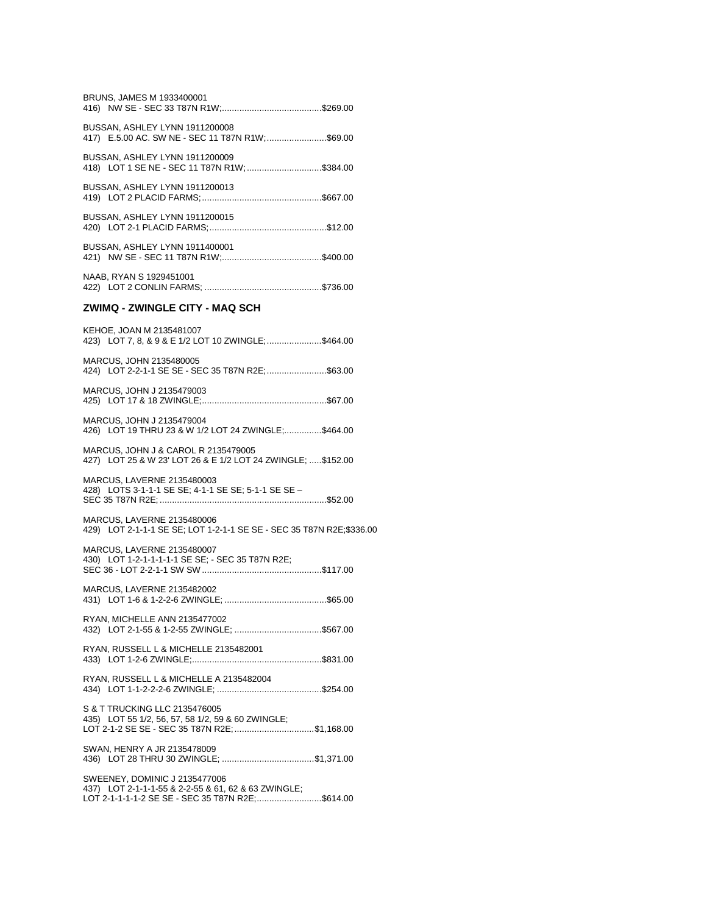BRUNS, JAMES M 1933400001
416) NW SE - SEC 33 T87N R1W;........................................$269.00

BUSSAN, ASHLEY LYNN 1911200008
417) E.5.00 AC. SW NE - SEC 11 T87N R1W;........................$69.00

BUSSAN, ASHLEY LYNN 1911200009
418) LOT 1 SE NE - SEC 11 T87N R1W;..............................$384.00

BUSSAN, ASHLEY LYNN 1911200013
419) LOT 2 PLACID FARMS;................................................$667.00

BUSSAN, ASHLEY LYNN 1911200015
420) LOT 2-1 PLACID FARMS;...............................................$12.00

BUSSAN, ASHLEY LYNN 1911400001
421) NW SE - SEC 11 T87N R1W;........................................$400.00

NAAB, RYAN S 1929451001
422) LOT 2 CONLIN FARMS; ...............................................$736.00

### ZWIMQ - ZWINGLE CITY - MAQ SCH

KEHOE, JOAN M 2135481007
423) LOT 7, 8, & 9 & E 1/2 LOT 10 ZWINGLE;......................$464.00

MARCUS, JOHN 2135480005
424) LOT 2-2-1-1 SE SE - SEC 35 T87N R2E;........................$63.00

MARCUS, JOHN J 2135479003
425) LOT 17 & 18 ZWINGLE;..................................................$67.00

MARCUS, JOHN J 2135479004
426) LOT 19 THRU 23 & W 1/2 LOT 24 ZWINGLE;...............$464.00

MARCUS, JOHN J & CAROL R 2135479005
427) LOT 25 & W 23' LOT 26 & E 1/2 LOT 24 ZWINGLE; .....$152.00

MARCUS, LAVERNE 2135480003
428) LOTS 3-1-1-1 SE SE; 4-1-1 SE SE; 5-1-1 SE SE –
SEC 35 T87N R2E; ...................................................................$52.00

MARCUS, LAVERNE 2135480006
429) LOT 2-1-1-1 SE SE; LOT 1-2-1-1 SE SE - SEC 35 T87N R2E;$336.00

MARCUS, LAVERNE 2135480007
430) LOT 1-2-1-1-1-1-1 SE SE; - SEC 35 T87N R2E;
SEC 36 - LOT 2-2-1-1 SW SW ................................................$117.00

MARCUS, LAVERNE 2135482002
431) LOT 1-6 & 1-2-2-6 ZWINGLE; .........................................$65.00

RYAN, MICHELLE ANN 2135477002
432) LOT 2-1-55 & 1-2-55 ZWINGLE; ...................................$567.00

RYAN, RUSSELL L & MICHELLE 2135482001
433) LOT 1-2-6 ZWINGLE;....................................................$831.00

RYAN, RUSSELL L & MICHELLE A 2135482004
434) LOT 1-1-2-2-2-6 ZWINGLE; ..........................................$254.00

S & T TRUCKING LLC 2135476005
435) LOT 55 1/2, 56, 57, 58 1/2, 59 & 60 ZWINGLE;
LOT 2-1-2 SE SE - SEC 35 T87N R2E;................................$1,168.00

SWAN, HENRY A JR 2135478009
436) LOT 28 THRU 30 ZWINGLE; .....................................$1,371.00

SWEENEY, DOMINIC J 2135477006
437) LOT 2-1-1-1-55 & 2-2-55 & 61, 62 & 63 ZWINGLE;
LOT 2-1-1-1-1-2 SE SE - SEC 35 T87N R2E;..........................$614.00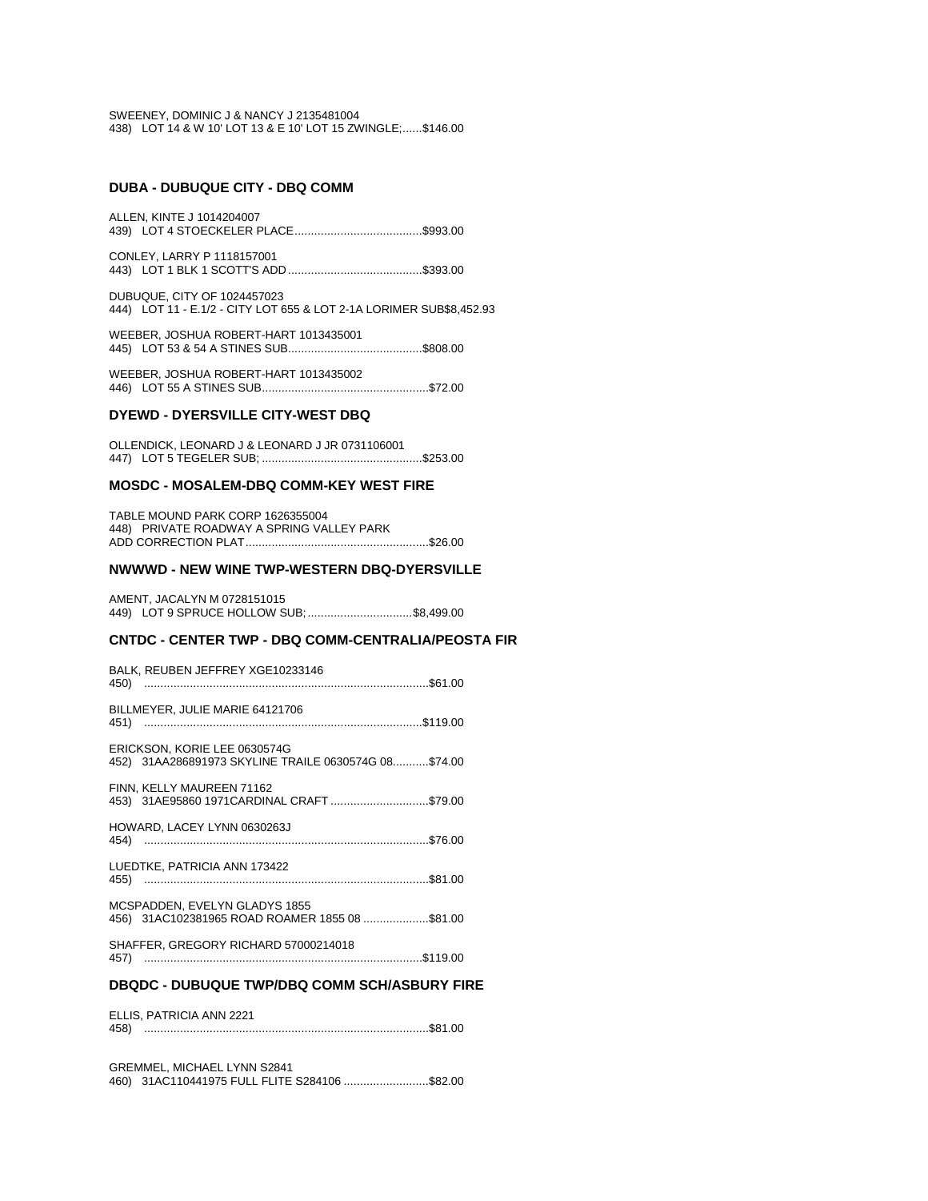SWEENEY, DOMINIC J & NANCY J 2135481004
438) LOT 14 & W 10' LOT 13 & E 10' LOT 15 ZWINGLE;......$146.00

### DUBA - DUBUQUE CITY - DBQ COMM

ALLEN, KINTE J 1014204007
439) LOT 4 STOECKELER PLACE.......................................$993.00

CONLEY, LARRY P 1118157001
443) LOT 1 BLK 1 SCOTT'S ADD.........................................$393.00

DUBUQUE, CITY OF 1024457023
444) LOT 11 - E.1/2 - CITY LOT 655 & LOT 2-1A LORIMER SUB$8,452.93

WEEBER, JOSHUA ROBERT-HART 1013435001
445) LOT 53 & 54 A STINES SUB.........................................$808.00

WEEBER, JOSHUA ROBERT-HART 1013435002
446) LOT 55 A STINES SUB...................................................$72.00

### DYEWD - DYERSVILLE CITY-WEST DBQ

OLLENDICK, LEONARD J & LEONARD J JR 0731106001
447) LOT 5 TEGELER SUB; .................................................$253.00

### MOSDC - MOSALEM-DBQ COMM-KEY WEST FIRE

TABLE MOUND PARK CORP 1626355004
448) PRIVATE ROADWAY A SPRING VALLEY PARK
ADD CORRECTION PLAT........................................................$26.00

### NWWWD - NEW WINE TWP-WESTERN DBQ-DYERSVILLE

AMENT, JACALYN M 0728151015
449) LOT 9 SPRUCE HOLLOW SUB; ................................$8,499.00

### CNTDC - CENTER TWP - DBQ COMM-CENTRALIA/PEOSTA FIR

BALK, REUBEN JEFFREY XGE10233146
450) ......................................................................................$61.00

BILLMEYER, JULIE MARIE 64121706
451) ....................................................................................$119.00

ERICKSON, KORIE LEE 0630574G
452) 31AA286891973 SKYLINE TRAILE 0630574G 08...........$74.00

FINN, KELLY MAUREEN 71162
453) 31AE95860 1971CARDINAL CRAFT ..............................$79.00

HOWARD, LACEY LYNN 0630263J
454) ......................................................................................$76.00

LUEDTKE, PATRICIA ANN 173422
455) ......................................................................................$81.00

MCSPADDEN, EVELYN GLADYS 1855
456) 31AC102381965 ROAD ROAMER 1855 08 ....................$81.00

SHAFFER, GREGORY RICHARD 57000214018
457) ....................................................................................$119.00

### DBQDC - DUBUQUE TWP/DBQ COMM SCH/ASBURY FIRE

ELLIS, PATRICIA ANN 2221
458) ......................................................................................$81.00

GREMMEL, MICHAEL LYNN S2841
460) 31AC110441975 FULL FLITE S284106 ..........................$82.00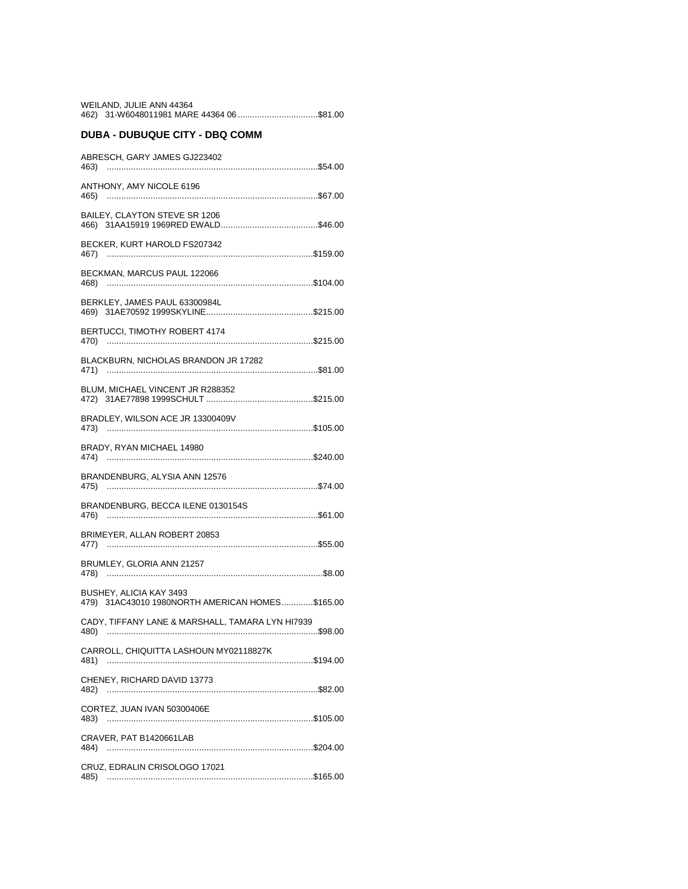WEILAND, JULIE ANN 44364
462) 31-W6048011981 MARE 44364 06 ................................$81.00

### DUBA - DUBUQUE CITY - DBQ COMM

ABRESCH, GARY JAMES GJ223402
463) ......................................................................................$54.00

ANTHONY, AMY NICOLE 6196
465) ......................................................................................$67.00

BAILEY, CLAYTON STEVE SR 1206
466) 31AA15919 1969RED EWALD........................................$46.00

BECKER, KURT HAROLD FS207342
467) ....................................................................................$159.00

BECKMAN, MARCUS PAUL 122066
468) ....................................................................................$104.00

BERKLEY, JAMES PAUL 63300984L
469) 31AE70592 1999SKYLINE............................................$215.00

BERTUCCI, TIMOTHY ROBERT 4174
470) ....................................................................................$215.00

BLACKBURN, NICHOLAS BRANDON JR 17282
471) ......................................................................................$81.00

BLUM, MICHAEL VINCENT JR R288352
472) 31AE77898 1999SCHULT ............................................$215.00

BRADLEY, WILSON ACE JR 13300409V
473) ....................................................................................$105.00

BRADY, RYAN MICHAEL 14980
474) ....................................................................................$240.00

BRANDENBURG, ALYSIA ANN 12576
475) ......................................................................................$74.00

BRANDENBURG, BECCA ILENE 0130154S
476) ......................................................................................$61.00

BRIMEYER, ALLAN ROBERT 20853
477) ......................................................................................$55.00

BRUMLEY, GLORIA ANN 21257
478) ........................................................................................$8.00

BUSHEY, ALICIA KAY 3493
479) 31AC43010 1980NORTH AMERICAN HOMES.............$165.00

CADY, TIFFANY LANE & MARSHALL, TAMARA LYN HI7939
480) ......................................................................................$98.00

CARROLL, CHIQUITTA LASHOUN MY02118827K
481) ....................................................................................$194.00

CHENEY, RICHARD DAVID 13773
482) ......................................................................................$82.00

CORTEZ, JUAN IVAN 50300406E
483) ....................................................................................$105.00

CRAVER, PAT B1420661LAB
484) ....................................................................................$204.00

CRUZ, EDRALIN CRISOLOGO 17021
485) ....................................................................................$165.00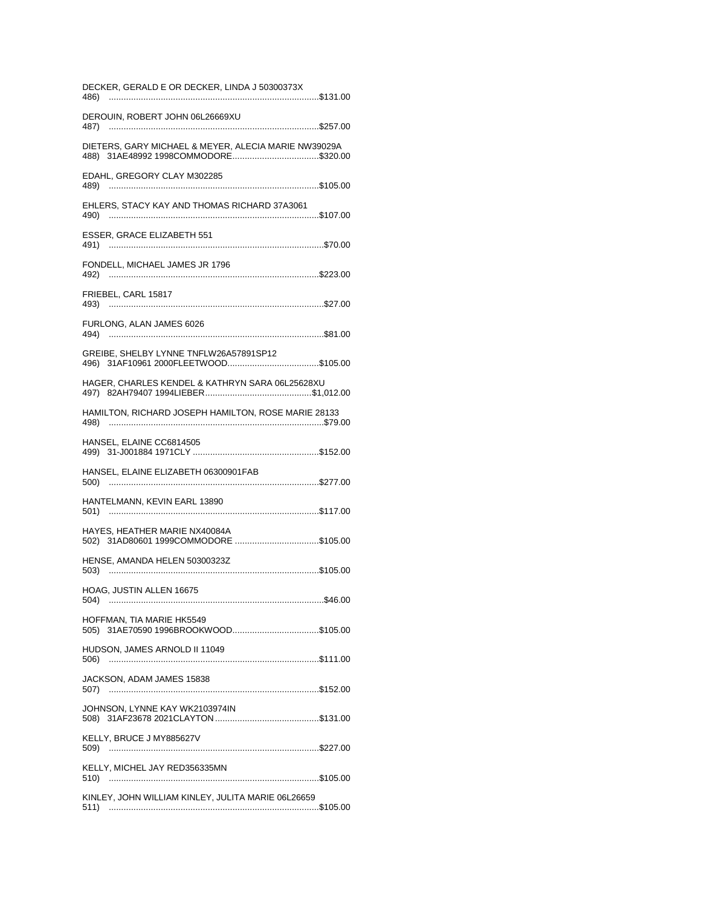DECKER, GERALD E OR DECKER, LINDA J 50300373X
486) ....................................................................................$131.00

DEROUIN, ROBERT JOHN 06L26669XU
487) ....................................................................................$257.00

DIETERS, GARY MICHAEL & MEYER, ALECIA MARIE NW39029A
488) 31AE48992 1998COMMODORE...................................$320.00

EDAHL, GREGORY CLAY M302285
489) ....................................................................................$105.00

EHLERS, STACY KAY AND THOMAS RICHARD 37A3061
490) ....................................................................................$107.00

ESSER, GRACE ELIZABETH 551
491) ......................................................................................$70.00

FONDELL, MICHAEL JAMES JR 1796
492) ....................................................................................$223.00

FRIEBEL, CARL 15817
493) ......................................................................................$27.00

FURLONG, ALAN JAMES 6026
494) ......................................................................................$81.00

GREIBE, SHELBY LYNNE TNFLW26A57891SP12
496) 31AF10961 2000FLEETWOOD....................................$105.00

HAGER, CHARLES KENDEL & KATHRYN SARA 06L25628XU
497) 82AH79407 1994LIEBER..........................................$1,012.00

HAMILTON, RICHARD JOSEPH HAMILTON, ROSE MARIE 28133
498) ......................................................................................$79.00

HANSEL, ELAINE CC6814505
499) 31-J001884 1971CLY ..................................................$152.00

HANSEL, ELAINE ELIZABETH 06300901FAB
500) ....................................................................................$277.00

HANTELMANN, KEVIN EARL 13890
501) ....................................................................................$117.00

HAYES, HEATHER MARIE NX40084A
502) 31AD80601 1999COMMODORE .................................$105.00

HENSE, AMANDA HELEN 50300323Z
503) ....................................................................................$105.00

HOAG, JUSTIN ALLEN 16675
504) ......................................................................................$46.00

HOFFMAN, TIA MARIE HK5549
505) 31AE70590 1996BROOKWOOD..................................$105.00

HUDSON, JAMES ARNOLD II 11049
506) ....................................................................................$111.00

JACKSON, ADAM JAMES 15838
507) ....................................................................................$152.00

JOHNSON, LYNNE KAY WK2103974IN
508) 31AF23678 2021CLAYTON..........................................$131.00

KELLY, BRUCE J MY885627V
509) ....................................................................................$227.00

KELLY, MICHEL JAY RED356335MN
510) ....................................................................................$105.00

KINLEY, JOHN WILLIAM KINLEY, JULITA MARIE 06L26659
511) ....................................................................................$105.00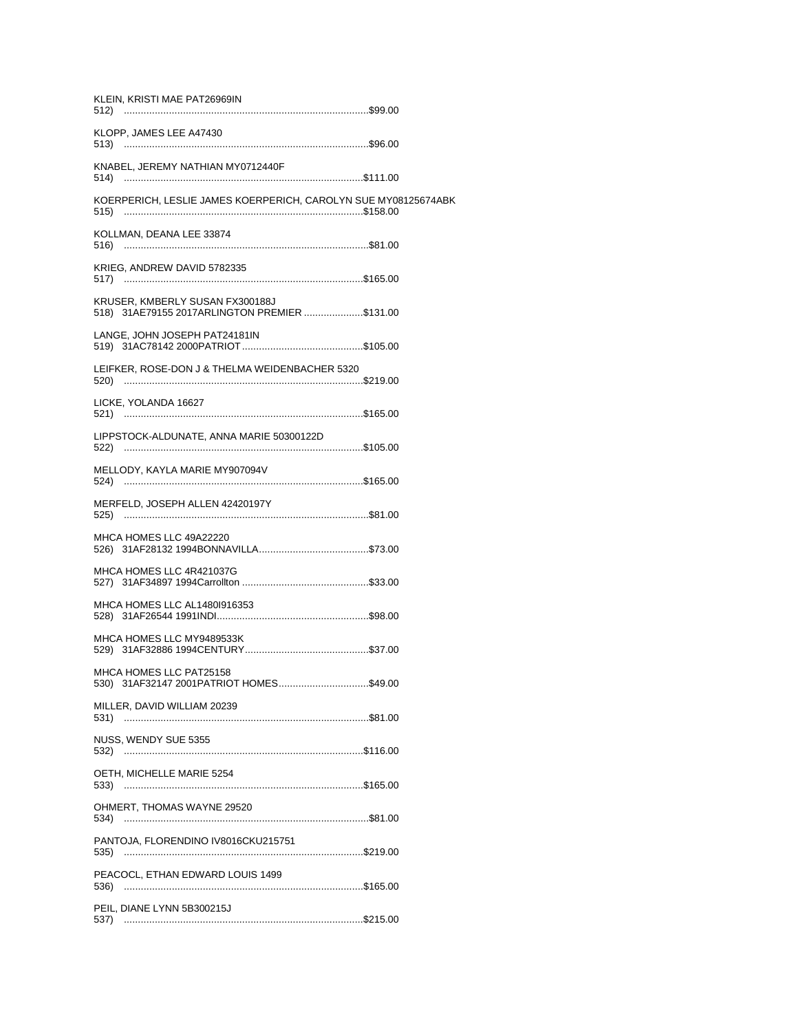KLEIN, KRISTI MAE PAT26969IN
512) ........................................................................................$99.00

KLOPP, JAMES LEE A47430
513) ........................................................................................$96.00

KNABEL, JEREMY NATHIAN MY0712440F
514) ......................................................................................$111.00

KOERPERICH, LESLIE JAMES KOERPERICH, CAROLYN SUE MY08125674ABK
515) ......................................................................................$158.00

KOLLMAN, DEANA LEE 33874
516) ........................................................................................$81.00

KRIEG, ANDREW DAVID 5782335
517) ......................................................................................$165.00

KRUSER, KMBERLY SUSAN FX300188J
518) 31AE79155 2017ARLINGTON PREMIER .....................$131.00

LANGE, JOHN JOSEPH PAT24181IN
519) 31AC78142 2000PATRIOT ...........................................$105.00

LEIFKER, ROSE-DON J & THELMA WEIDENBACHER 5320
520) ......................................................................................$219.00

LICKE, YOLANDA 16627
521) ......................................................................................$165.00

LIPPSTOCK-ALDUNATE, ANNA MARIE 50300122D
522) ......................................................................................$105.00

MELLODY, KAYLA MARIE MY907094V
524) ......................................................................................$165.00

MERFELD, JOSEPH ALLEN 42420197Y
525) ........................................................................................$81.00

MHCA HOMES LLC 49A22220
526) 31AF28132 1994BONNAVILLA.......................................$73.00

MHCA HOMES LLC 4R421037G
527) 31AF34897 1994Carrollton .............................................$33.00

MHCA HOMES LLC AL1480I916353
528) 31AF26544 1991INDI......................................................$98.00

MHCA HOMES LLC MY9489533K
529) 31AF32886 1994CENTURY............................................$37.00

MHCA HOMES LLC PAT25158
530) 31AF32147 2001PATRIOT HOMES................................$49.00

MILLER, DAVID WILLIAM 20239
531) ........................................................................................$81.00

NUSS, WENDY SUE 5355
532) ......................................................................................$116.00

OETH, MICHELLE MARIE 5254
533) ......................................................................................$165.00

OHMERT, THOMAS WAYNE 29520
534) ........................................................................................$81.00

PANTOJA, FLORENDINO IV8016CKU215751
535) ......................................................................................$219.00

PEACOCL, ETHAN EDWARD LOUIS 1499
536) ......................................................................................$165.00

PEIL, DIANE LYNN 5B300215J
537) ......................................................................................$215.00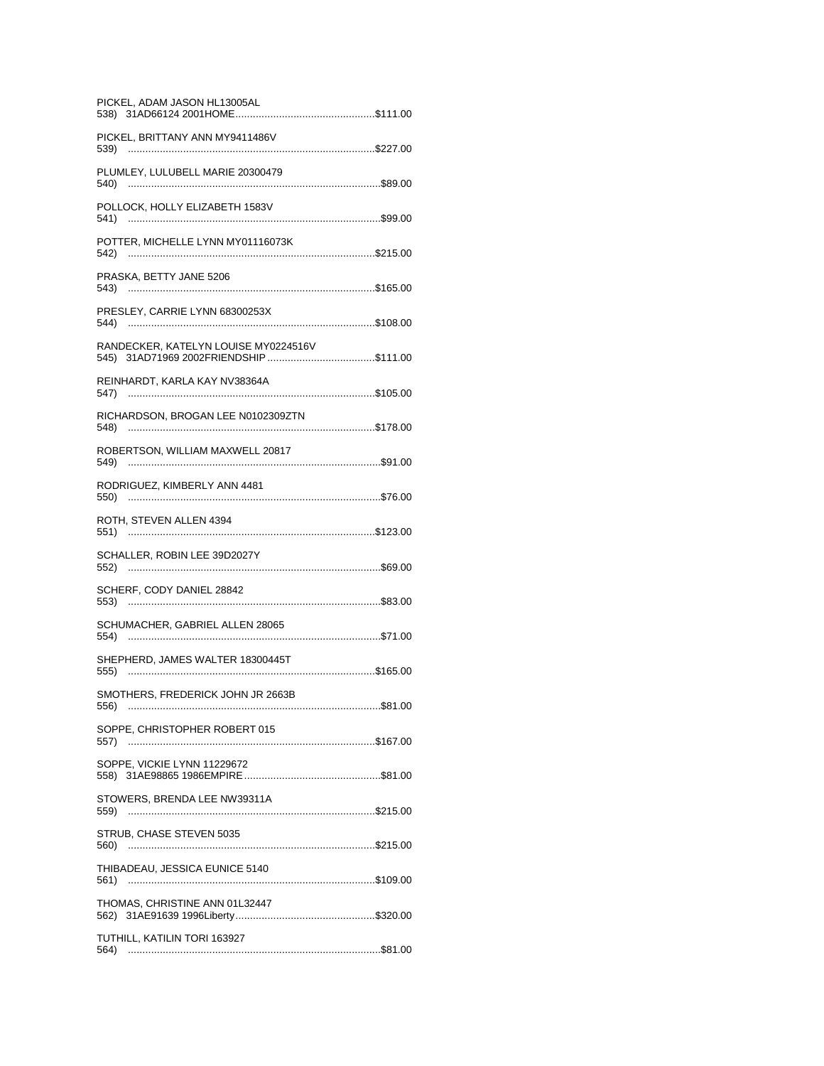PICKEL, ADAM JASON HL13005AL
538) 31AD66124 2001HOME................................................$111.00

PICKEL, BRITTANY ANN MY9411486V
539) ....................................................................................$227.00

PLUMLEY, LULUBELL MARIE 20300479
540) ......................................................................................$89.00

POLLOCK, HOLLY ELIZABETH 1583V
541) ......................................................................................$99.00

POTTER, MICHELLE LYNN MY01116073K
542) ....................................................................................$215.00

PRASKA, BETTY JANE 5206
543) ....................................................................................$165.00

PRESLEY, CARRIE LYNN 68300253X
544) ....................................................................................$108.00

RANDECKER, KATELYN LOUISE MY0224516V
545) 31AD71969 2002FRIENDSHIP.....................................$111.00

REINHARDT, KARLA KAY NV38364A
547) ....................................................................................$105.00

RICHARDSON, BROGAN LEE N0102309ZTN
548) ....................................................................................$178.00

ROBERTSON, WILLIAM MAXWELL 20817
549) ......................................................................................$91.00

RODRIGUEZ, KIMBERLY ANN 4481
550) ......................................................................................$76.00

ROTH, STEVEN ALLEN 4394
551) ....................................................................................$123.00

SCHALLER, ROBIN LEE 39D2027Y
552) ......................................................................................$69.00

SCHERF, CODY DANIEL 28842
553) ......................................................................................$83.00

SCHUMACHER, GABRIEL ALLEN 28065
554) ......................................................................................$71.00

SHEPHERD, JAMES WALTER 18300445T
555) ....................................................................................$165.00

SMOTHERS, FREDERICK JOHN JR 2663B
556) ......................................................................................$81.00

SOPPE, CHRISTOPHER ROBERT 015
557) ....................................................................................$167.00

SOPPE, VICKIE LYNN 11229672
558) 31AE98865 1986EMPIRE...............................................$81.00

STOWERS, BRENDA LEE NW39311A
559) ....................................................................................$215.00

STRUB, CHASE STEVEN 5035
560) ....................................................................................$215.00

THIBADEAU, JESSICA EUNICE 5140
561) ....................................................................................$109.00

THOMAS, CHRISTINE ANN 01L32447
562) 31AE91639 1996Liberty................................................$320.00

TUTHILL, KATILIN TORI 163927
564) ......................................................................................$81.00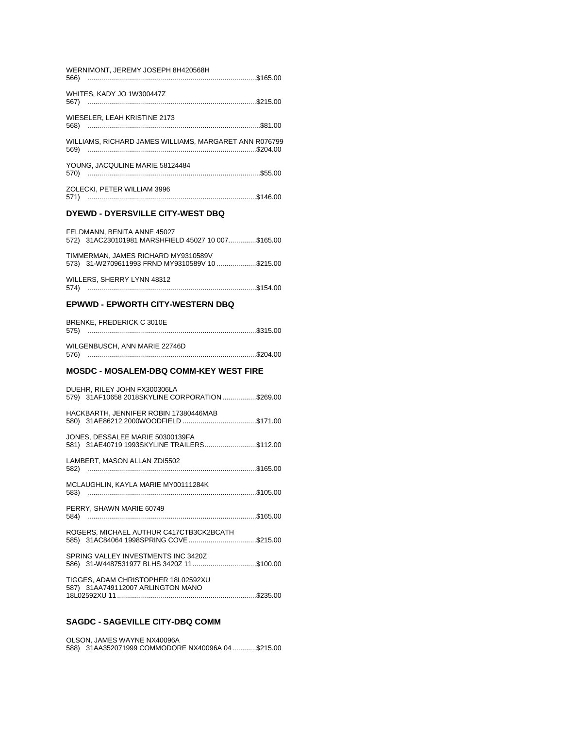WERNIMONT, JEREMY JOSEPH 8H420568H
566) ....................................................................................$165.00

WHITES, KADY JO 1W300447Z
567) ....................................................................................$215.00

WIESELER, LEAH KRISTINE 2173
568) ......................................................................................$81.00

WILLIAMS, RICHARD JAMES WILLIAMS, MARGARET ANN R076799
569) ....................................................................................$204.00

YOUNG, JACQULINE MARIE 58124484
570) ......................................................................................$55.00

ZOLECKI, PETER WILLIAM 3996
571) ....................................................................................$146.00

### DYEWD - DYERSVILLE CITY-WEST DBQ

FELDMANN, BENITA ANNE 45027
572) 31AC230101981 MARSHFIELD 45027 10 007..............$165.00

TIMMERMAN, JAMES RICHARD MY9310589V
573) 31-W2709611993 FRND MY9310589V 10....................$215.00

WILLERS, SHERRY LYNN 48312
574) ....................................................................................$154.00

### EPWWD - EPWORTH CITY-WESTERN DBQ

BRENKE, FREDERICK C 3010E
575) ....................................................................................$315.00

WILGENBUSCH, ANN MARIE 22746D
576) ....................................................................................$204.00

### MOSDC - MOSALEM-DBQ COMM-KEY WEST FIRE

DUEHR, RILEY JOHN FX300306LA
579) 31AF10658 2018SKYLINE CORPORATION.................$269.00

HACKBARTH, JENNIFER ROBIN 17380446MAB
580) 31AE86212 2000WOODFIELD ....................................$171.00

JONES, DESSALEE MARIE 50300139FA
581) 31AE40719 1993SKYLINE TRAILERS..........................$112.00

LAMBERT, MASON ALLAN ZDI5502
582) ....................................................................................$165.00

MCLAUGHLIN, KAYLA MARIE MY00111284K
583) ....................................................................................$105.00

PERRY, SHAWN MARIE 60749
584) ....................................................................................$165.00

ROGERS, MICHAEL AUTHUR C417CTB3CK2BCATH
585) 31AC84064 1998SPRING COVE..................................$215.00

SPRING VALLEY INVESTMENTS INC 3420Z
586) 31-W4487531977 BLHS 3420Z 11................................$100.00

TIGGES, ADAM CHRISTOPHER 18L02592XU
587) 31AA749112007 ARLINGTON MANO
18L02592XU 11......................................................................$235.00

### SAGDC - SAGEVILLE CITY-DBQ COMM

OLSON, JAMES WAYNE NX40096A
588) 31AA352071999 COMMODORE NX40096A 04............$215.00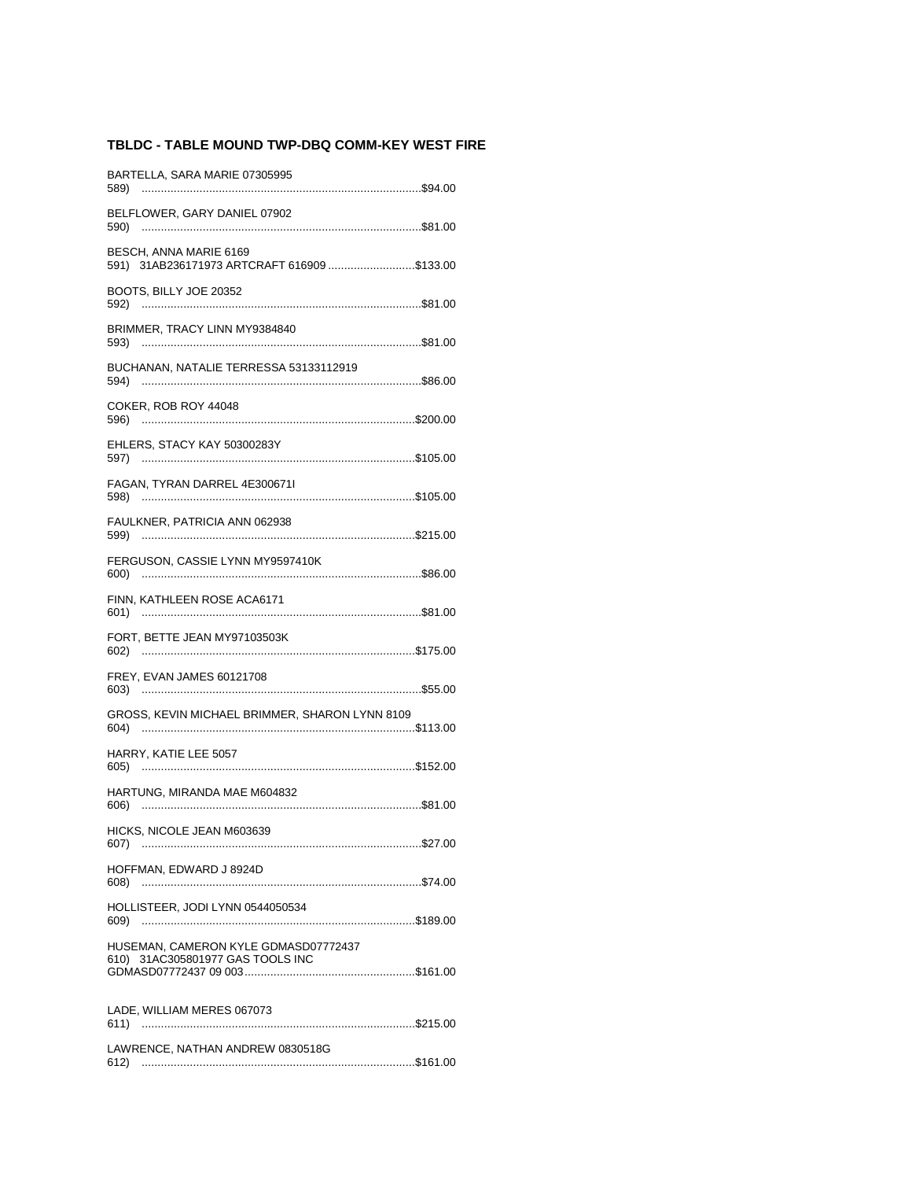**TBLDC - TABLE MOUND TWP-DBQ COMM-KEY WEST FIRE**

BARTELLA, SARA MARIE 07305995
589) ........................................................................................$94.00

BELFLOWER, GARY DANIEL 07902
590) ........................................................................................$81.00

BESCH, ANNA MARIE 6169
591) 31AB236171973 ARTCRAFT 616909 ...........................$133.00

BOOTS, BILLY JOE 20352
592) ........................................................................................$81.00

BRIMMER, TRACY LINN MY9384840
593) ........................................................................................$81.00

BUCHANAN, NATALIE TERRESSA 53133112919
594) ........................................................................................$86.00

COKER, ROB ROY 44048
596) ......................................................................................$200.00

EHLERS, STACY KAY 50300283Y
597) ......................................................................................$105.00

FAGAN, TYRAN DARREL 4E300671I
598) ......................................................................................$105.00

FAULKNER, PATRICIA ANN 062938
599) ......................................................................................$215.00

FERGUSON, CASSIE LYNN MY9597410K
600) ........................................................................................$86.00

FINN, KATHLEEN ROSE ACA6171
601) ........................................................................................$81.00

FORT, BETTE JEAN MY97103503K
602) ......................................................................................$175.00

FREY, EVAN JAMES 60121708
603) ........................................................................................$55.00

GROSS, KEVIN MICHAEL BRIMMER, SHARON LYNN 8109
604) ......................................................................................$113.00

HARRY, KATIE LEE 5057
605) ......................................................................................$152.00

HARTUNG, MIRANDA MAE M604832
606) ........................................................................................$81.00

HICKS, NICOLE JEAN M603639
607) ........................................................................................$27.00

HOFFMAN, EDWARD J 8924D
608) ........................................................................................$74.00

HOLLISTEER, JODI LYNN 0544050534
609) ......................................................................................$189.00

HUSEMAN, CAMERON KYLE GDMASD07772437
610) 31AC305801977 GAS TOOLS INC
GDMASD07772437 09 003.....................................................$161.00

LADE, WILLIAM MERES 067073
611) ......................................................................................$215.00

LAWRENCE, NATHAN ANDREW 0830518G
612) ......................................................................................$161.00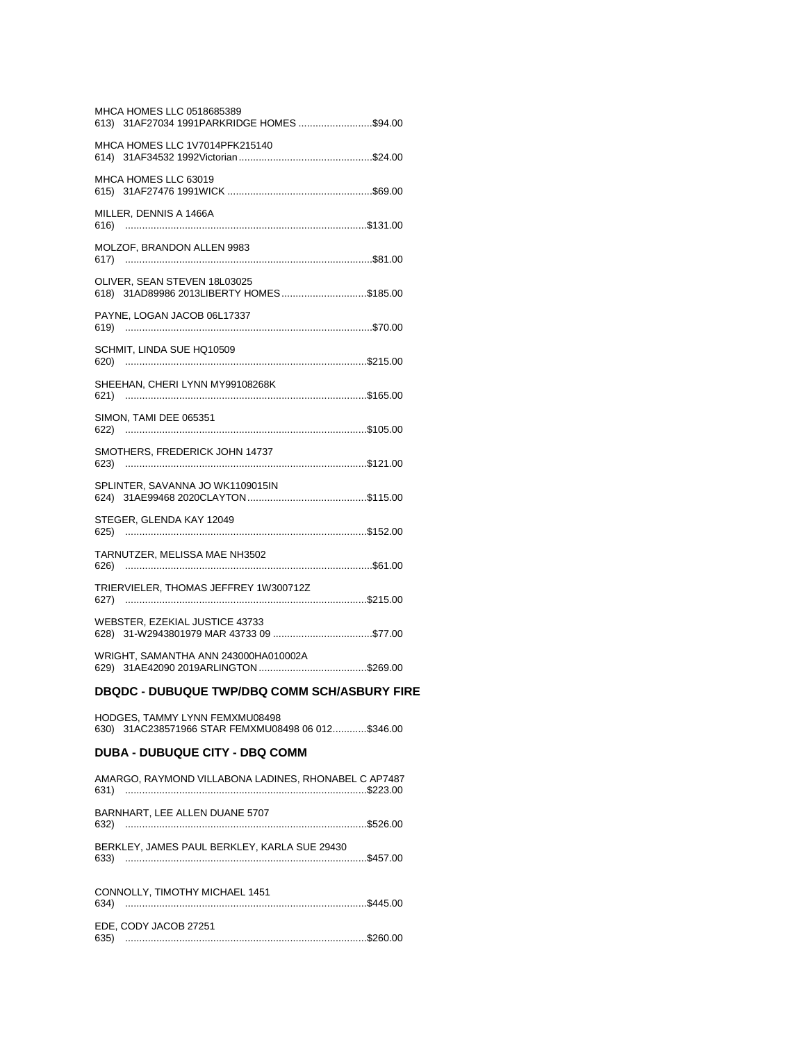MHCA HOMES LLC 0518685389
613) 31AF27034 1991PARKRIDGE HOMES ..........................$94.00

MHCA HOMES LLC 1V7014PFK215140
614) 31AF34532 1992Victorian ...............................................$24.00

MHCA HOMES LLC 63019
615) 31AF27476 1991WICK ...................................................$69.00

MILLER, DENNIS A 1466A
616) .....................................................................................$131.00

MOLZOF, BRANDON ALLEN 9983
617) .......................................................................................$81.00

OLIVER, SEAN STEVEN 18L03025
618) 31AD89986 2013LIBERTY HOMES..............................$185.00

PAYNE, LOGAN JACOB 06L17337
619) .......................................................................................$70.00

SCHMIT, LINDA SUE HQ10509
620) .....................................................................................$215.00

SHEEHAN, CHERI LYNN MY99108268K
621) .....................................................................................$165.00

SIMON, TAMI DEE 065351
622) .....................................................................................$105.00

SMOTHERS, FREDERICK JOHN 14737
623) .....................................................................................$121.00

SPLINTER, SAVANNA JO WK1109015IN
624) 31AE99468 2020CLAYTON..........................................$115.00

STEGER, GLENDA KAY 12049
625) .....................................................................................$152.00

TARNUTZER, MELISSA MAE NH3502
626) .......................................................................................$61.00

TRIERVIELER, THOMAS JEFFREY 1W300712Z
627) .....................................................................................$215.00

WEBSTER, EZEKIAL JUSTICE 43733
628) 31-W2943801979 MAR 43733 09 ...................................$77.00

WRIGHT, SAMANTHA ANN 243000HA010002A
629) 31AE42090 2019ARLINGTON ......................................$269.00

## DBQDC - DUBUQUE TWP/DBQ COMM SCH/ASBURY FIRE

HODGES, TAMMY LYNN FEMXMU08498
630) 31AC238571966 STAR FEMXMU08498 06 012............$346.00

## DUBA - DUBUQUE CITY - DBQ COMM

AMARGO, RAYMOND VILLABONA LADINES, RHONABEL C AP7487
631) .....................................................................................$223.00

BARNHART, LEE ALLEN DUANE 5707
632) .....................................................................................$526.00

BERKLEY, JAMES PAUL BERKLEY, KARLA SUE 29430
633) .....................................................................................$457.00

CONNOLLY, TIMOTHY MICHAEL 1451
634) .....................................................................................$445.00

EDE, CODY JACOB 27251
635) .....................................................................................$260.00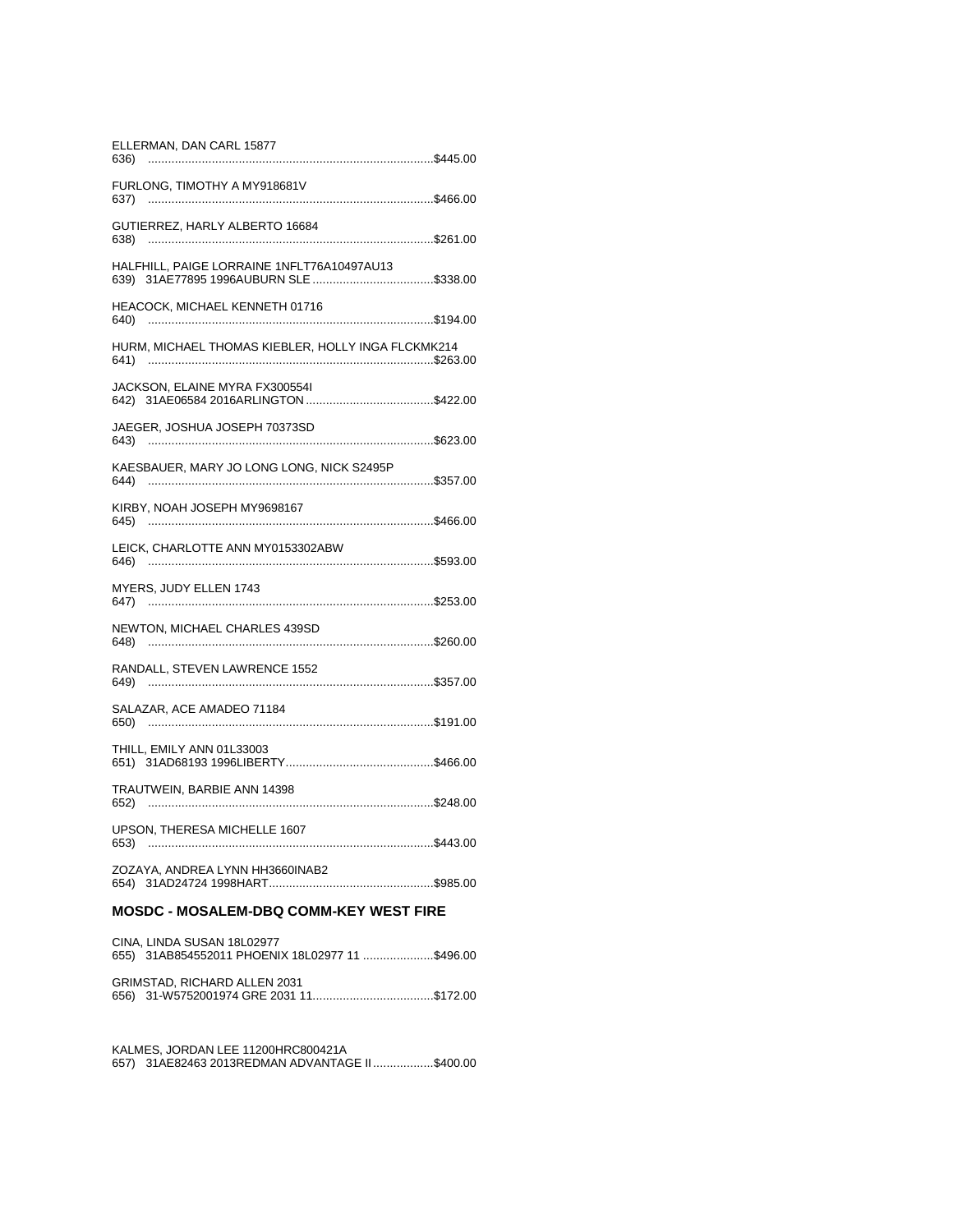ELLERMAN, DAN CARL 15877
636) ....................................................................................$445.00

FURLONG, TIMOTHY A MY918681V
637) ....................................................................................$466.00

GUTIERREZ, HARLY ALBERTO 16684
638) ....................................................................................$261.00

HALFHILL, PAIGE LORRAINE 1NFLT76A10497AU13
639) 31AE77895 1996AUBURN SLE ....................................$338.00

HEACOCK, MICHAEL KENNETH 01716
640) ....................................................................................$194.00

HURM, MICHAEL THOMAS KIEBLER, HOLLY INGA FLCKMK214
641) ....................................................................................$263.00

JACKSON, ELAINE MYRA FX300554I
642) 31AE06584 2016ARLINGTON ......................................$422.00

JAEGER, JOSHUA JOSEPH 70373SD
643) ....................................................................................$623.00

KAESBAUER, MARY JO LONG LONG, NICK S2495P
644) ....................................................................................$357.00

KIRBY, NOAH JOSEPH MY9698167
645) ....................................................................................$466.00

LEICK, CHARLOTTE ANN MY0153302ABW
646) ....................................................................................$593.00

MYERS, JUDY ELLEN 1743
647) ....................................................................................$253.00

NEWTON, MICHAEL CHARLES 439SD
648) ....................................................................................$260.00

RANDALL, STEVEN LAWRENCE 1552
649) ....................................................................................$357.00

SALAZAR, ACE AMADEO 71184
650) ....................................................................................$191.00

THILL, EMILY ANN 01L33003
651) 31AD68193 1996LIBERTY............................................$466.00

TRAUTWEIN, BARBIE ANN 14398
652) ....................................................................................$248.00

UPSON, THERESA MICHELLE 1607
653) ....................................................................................$443.00

ZOZAYA, ANDREA LYNN HH3660INAB2
654) 31AD24724 1998HART................................................$985.00

**MOSDC - MOSALEM-DBQ COMM-KEY WEST FIRE**

CINA, LINDA SUSAN 18L02977
655) 31AB854552011 PHOENIX 18L02977 11 .....................$496.00

GRIMSTAD, RICHARD ALLEN 2031
656) 31-W5752001974 GRE 2031 11...................................$172.00

KALMES, JORDAN LEE 11200HRC800421A
657) 31AE82463 2013REDMAN ADVANTAGE II ..................$400.00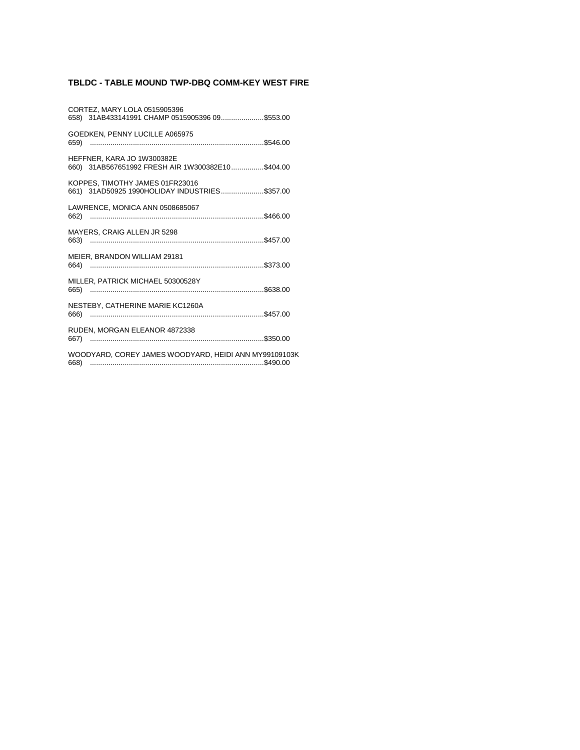**TBLDC - TABLE MOUND TWP-DBQ COMM-KEY WEST FIRE**

CORTEZ, MARY LOLA 0515905396
658) 31AB433141991 CHAMP 0515905396 09.....................$553.00

GOEDKEN, PENNY LUCILLE A065975
659) ....................................................................................$546.00

HEFFNER, KARA JO 1W300382E
660) 31AB567651992 FRESH AIR 1W300382E10................$404.00

KOPPES, TIMOTHY JAMES 01FR23016
661) 31AD50925 1990HOLIDAY INDUSTRIES.....................$357.00

LAWRENCE, MONICA ANN 0508685067
662) ....................................................................................$466.00

MAYERS, CRAIG ALLEN JR 5298
663) ....................................................................................$457.00

MEIER, BRANDON WILLIAM 29181
664) ....................................................................................$373.00

MILLER, PATRICK MICHAEL 50300528Y
665) ....................................................................................$638.00

NESTEBY, CATHERINE MARIE KC1260A
666) ....................................................................................$457.00

RUDEN, MORGAN ELEANOR 4872338
667) ....................................................................................$350.00

WOODYARD, COREY JAMES WOODYARD, HEIDI ANN MY99109103K
668) ....................................................................................$490.00